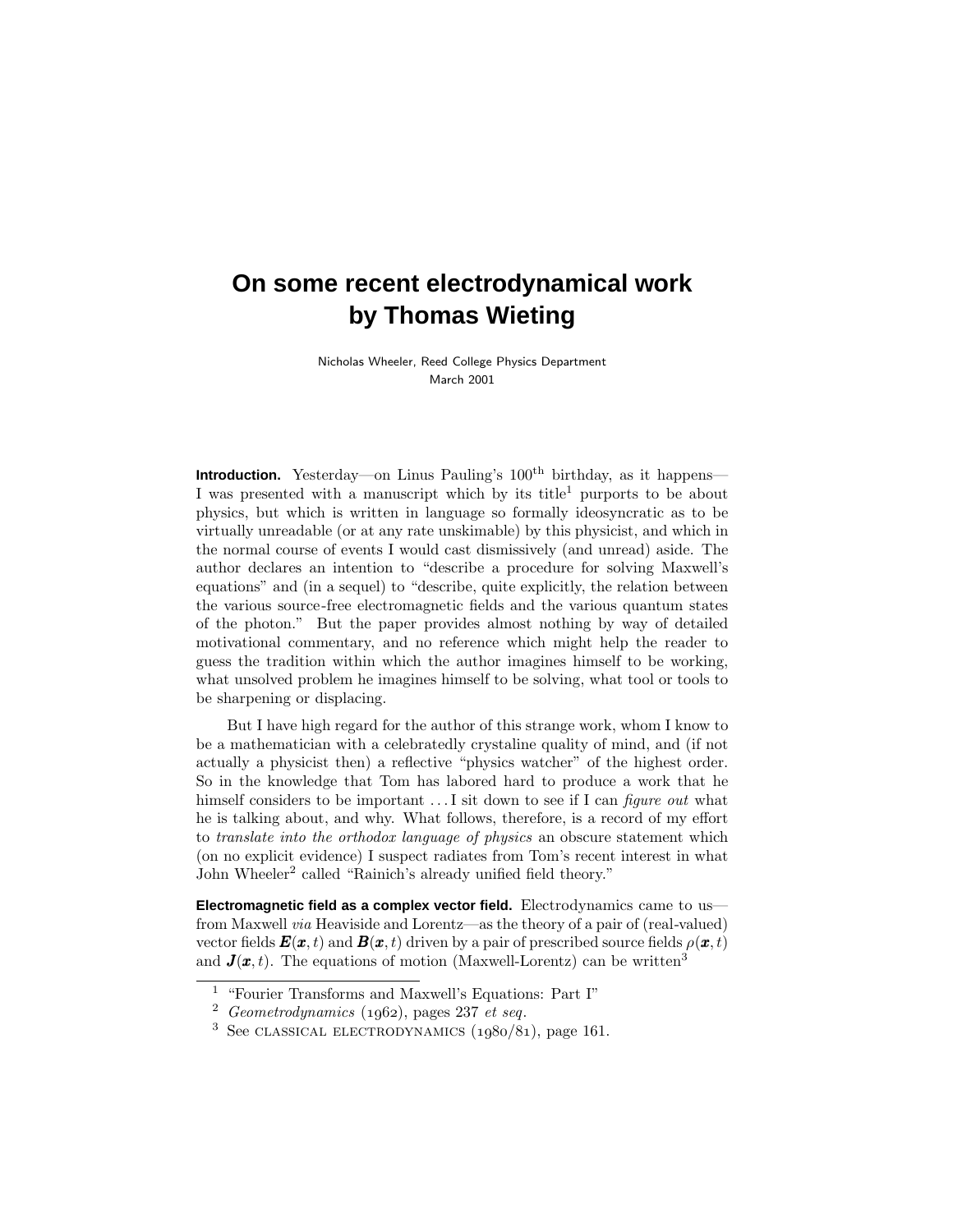# On some recent electrodynamical work by Thomas Wieting

Nicholas Wheeler, Reed College Physics Department
March 2001

**Introduction.** Yesterday—on Linus Pauling's $100^{\text{th}}$ birthday, as it happens—I was presented with a manuscript which by its title[1] purports to be about physics, but which is written in language so formally ideosyncratic as to be virtually unreadable (or at any rate unskimable) by this physicist, and which in the normal course of events I would cast dismissively (and unread) aside. The author declares an intention to "describe a procedure for solving Maxwell's equations" and (in a sequel) to "describe, quite explicitly, the relation between the various source-free electromagnetic fields and the various quantum states of the photon." But the paper provides almost nothing by way of detailed motivational commentary, and no reference which might help the reader to guess the tradition within which the author imagines himself to be working, what unsolved problem he imagines himself to be solving, what tool or tools to be sharpening or displacing.

But I have high regard for the author of this strange work, whom I know to be a mathematician with a celebratedly crystaline quality of mind, and (if not actually a physicist then) a reflective "physics watcher" of the highest order. So in the knowledge that Tom has labored hard to produce a work that he himself considers to be important ... I sit down to see if I can *figure out* what he is talking about, and why. What follows, therefore, is a record of my effort to *translate into the orthodox language of physics* an obscure statement which (on no explicit evidence) I suspect radiates from Tom's recent interest in what John Wheeler[2] called "Rainich's already unified field theory."

**Electromagnetic field as a complex vector field.** Electrodynamics came to us—from Maxwell *via* Heaviside and Lorentz—as the theory of a pair of (real-valued) vector fields $\boldsymbol{E}(\boldsymbol{x},t)$ and $\boldsymbol{B}(\boldsymbol{x},t)$ driven by a pair of prescribed source fields $\rho(\boldsymbol{x},t)$ and $\boldsymbol{J}(\boldsymbol{x},t)$. The equations of motion (Maxwell-Lorentz) can be written[3]

---

[1] "Fourier Transforms and Maxwell's Equations: Part I"

[2] *Geometrodynamics* (1962), pages 237 *et seq.*

[3] See CLASSICAL ELECTRODYNAMICS (1980/81), page 161.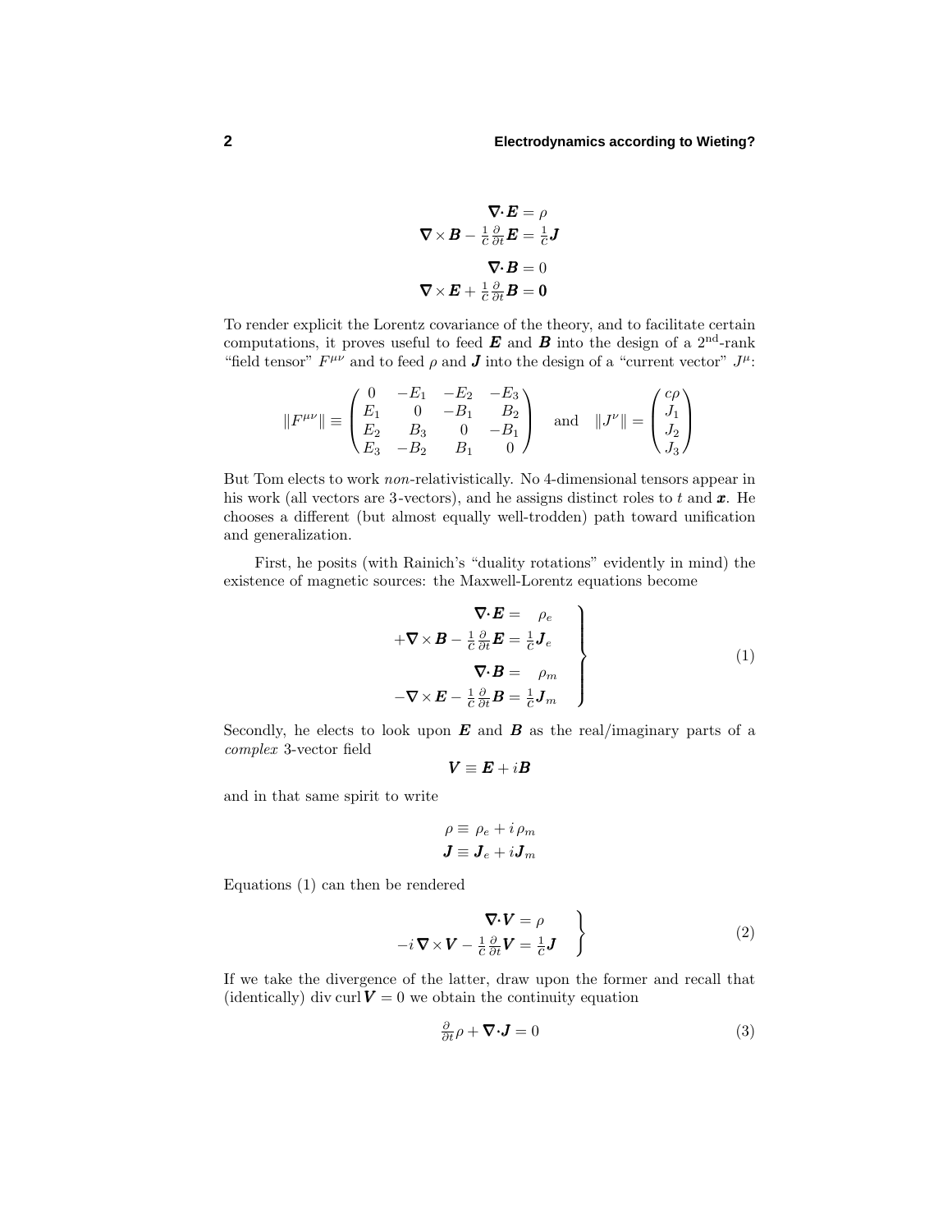$$
\begin{aligned}
\nabla\cdot\boldsymbol{E} &= \rho \\
\nabla\times\boldsymbol{B} - \tfrac{1}{c}\tfrac{\partial}{\partial t}\boldsymbol{E} &= \tfrac{1}{c}\boldsymbol{J} \\
\nabla\cdot\boldsymbol{B} &= 0 \\
\nabla\times\boldsymbol{E} + \tfrac{1}{c}\tfrac{\partial}{\partial t}\boldsymbol{B} &= \boldsymbol{0}
\end{aligned}
$$

To render explicit the Lorentz covariance of the theory, and to facilitate certain computations, it proves useful to feed $\boldsymbol{E}$ and $\boldsymbol{B}$ into the design of a 2nd-rank "field tensor" $F^{\mu\nu}$ and to feed $\rho$ and $\boldsymbol{J}$ into the design of a "current vector" $J^{\mu}$:

$$
\|F^{\mu\nu}\| \equiv \begin{pmatrix} 0 & -E_1 & -E_2 & -E_3 \\ E_1 & 0 & -B_1 & B_2 \\ E_2 & B_3 & 0 & -B_1 \\ E_3 & -B_2 & B_1 & 0 \end{pmatrix} \quad \text{and} \quad \|J^{\nu}\| = \begin{pmatrix} c\rho \\ J_1 \\ J_2 \\ J_3 \end{pmatrix}
$$

But Tom elects to work *non*-relativistically. No 4-dimensional tensors appear in his work (all vectors are 3-vectors), and he assigns distinct roles to $t$ and $\boldsymbol{x}$. He chooses a different (but almost equally well-trodden) path toward unification and generalization.

First, he posits (with Rainich's "duality rotations" evidently in mind) the existence of magnetic sources: the Maxwell-Lorentz equations become

$$
\left.
\begin{aligned}
\nabla\cdot\boldsymbol{E} &= \rho_e \\
+\nabla\times\boldsymbol{B} - \tfrac{1}{c}\tfrac{\partial}{\partial t}\boldsymbol{E} &= \tfrac{1}{c}\boldsymbol{J}_e \\
\nabla\cdot\boldsymbol{B} &= \rho_m \\
-\nabla\times\boldsymbol{E} - \tfrac{1}{c}\tfrac{\partial}{\partial t}\boldsymbol{B} &= \tfrac{1}{c}\boldsymbol{J}_m
\end{aligned}
\right\} \tag{1}
$$

Secondly, he elects to look upon $\boldsymbol{E}$ and $\boldsymbol{B}$ as the real/imaginary parts of a *complex* 3-vector field

$$
\boldsymbol{V} \equiv \boldsymbol{E} + i\boldsymbol{B}
$$

and in that same spirit to write

$$
\begin{aligned}
\rho &\equiv \rho_e + i\,\rho_m \\
\boldsymbol{J} &\equiv \boldsymbol{J}_e + i\boldsymbol{J}_m
\end{aligned}
$$

Equations (1) can then be rendered

$$
\left.
\begin{aligned}
\nabla\cdot\boldsymbol{V} &= \rho \\
-i\,\nabla\times\boldsymbol{V} - \tfrac{1}{c}\tfrac{\partial}{\partial t}\boldsymbol{V} &= \tfrac{1}{c}\boldsymbol{J}
\end{aligned}
\right\} \tag{2}
$$

If we take the divergence of the latter, draw upon the former and recall that (identically) div curl $\boldsymbol{V} = 0$ we obtain the continuity equation

$$
\tfrac{\partial}{\partial t}\rho + \nabla\cdot\boldsymbol{J} = 0 \tag{3}
$$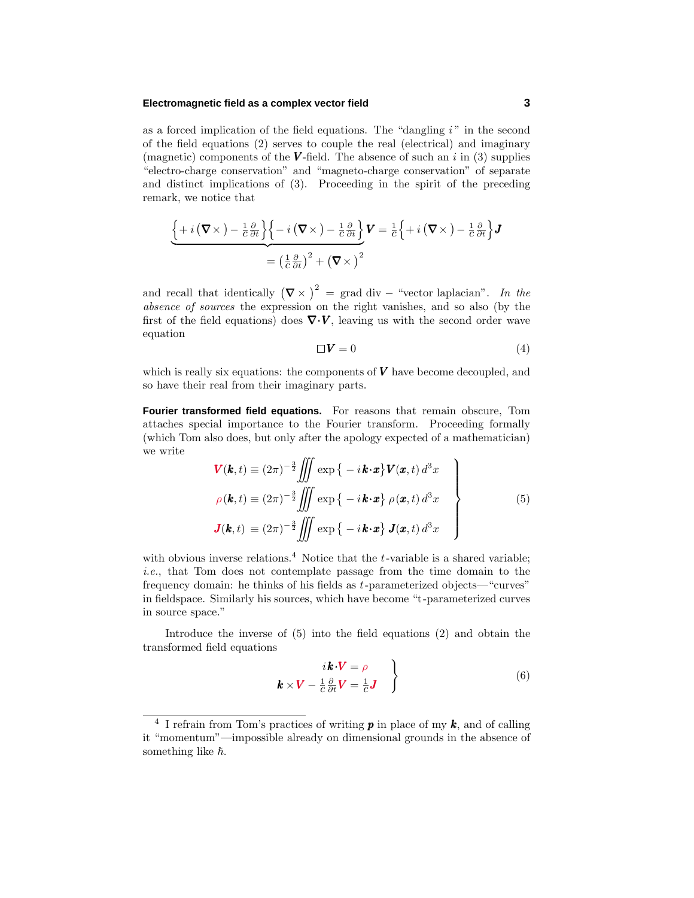as a forced implication of the field equations. The "dangling $i$" in the second of the field equations (2) serves to couple the real (electrical) and imaginary (magnetic) components of the $\boldsymbol{V}$-field. The absence of such an $i$ in (3) supplies "electro-charge conservation" and "magneto-charge conservation" of separate and distinct implications of (3). Proceeding in the spirit of the preceding remark, we notice that

$$\underbrace{\Big\{+i\,(\boldsymbol{\nabla}\times) - \tfrac{1}{c}\tfrac{\partial}{\partial t}\Big\}\Big\{-i\,(\boldsymbol{\nabla}\times) - \tfrac{1}{c}\tfrac{\partial}{\partial t}\Big\}}_{=\,\left(\frac{1}{c}\frac{\partial}{\partial t}\right)^2 + \left(\boldsymbol{\nabla}\times\right)^2}\boldsymbol{V} = \tfrac{1}{c}\Big\{+i\,(\boldsymbol{\nabla}\times) - \tfrac{1}{c}\tfrac{\partial}{\partial t}\Big\}\boldsymbol{J}$$

and recall that identically $\left(\boldsymbol{\nabla}\times\right)^2$ = grad div − "vector laplacian". *In the absence of sources* the expression on the right vanishes, and so also (by the first of the field equations) does $\boldsymbol{\nabla}\cdot\boldsymbol{V}$, leaving us with the second order wave equation

$$\Box \boldsymbol{V} = 0 \tag{4}$$

which is really six equations: the components of $\boldsymbol{V}$ have become decoupled, and so have their real from their imaginary parts.

**Fourier transformed field equations.** For reasons that remain obscure, Tom attaches special importance to the Fourier transform. Proceeding formally (which Tom also does, but only after the apology expected of a mathematician) we write

$$\left.\begin{aligned}
\boldsymbol{V}(\boldsymbol{k},t) &\equiv (2\pi)^{-\frac{3}{2}}\iiint \exp\big\{-i\,\boldsymbol{k}\cdot\boldsymbol{x}\big\}\boldsymbol{V}(\boldsymbol{x},t)\,d^3x\\
\rho(\boldsymbol{k},t) &\equiv (2\pi)^{-\frac{3}{2}}\iiint \exp\big\{-i\,\boldsymbol{k}\cdot\boldsymbol{x}\big\}\,\rho(\boldsymbol{x},t)\,d^3x\\
\boldsymbol{J}(\boldsymbol{k},t) &\equiv (2\pi)^{-\frac{3}{2}}\iiint \exp\big\{-i\,\boldsymbol{k}\cdot\boldsymbol{x}\big\}\,\boldsymbol{J}(\boldsymbol{x},t)\,d^3x
\end{aligned}\right\} \tag{5}$$

with obvious inverse relations.[4] Notice that the $t$-variable is a shared variable; *i.e.*, that Tom does not contemplate passage from the time domain to the frequency domain: he thinks of his fields as $t$-parameterized objects—"curves" in fieldspace. Similarly his sources, which have become "t-parameterized curves in source space."

Introduce the inverse of (5) into the field equations (2) and obtain the transformed field equations

$$\left.\begin{aligned}
i\boldsymbol{k}\cdot\boldsymbol{V} &= \rho\\
\boldsymbol{k}\times\boldsymbol{V} - \tfrac{1}{c}\tfrac{\partial}{\partial t}\boldsymbol{V} &= \tfrac{1}{c}\boldsymbol{J}
\end{aligned}\right\} \tag{6}$$

---

[4] I refrain from Tom's practices of writing $\boldsymbol{p}$ in place of my $\boldsymbol{k}$, and of calling it "momentum"—impossible already on dimensional grounds in the absence of something like $\hbar$.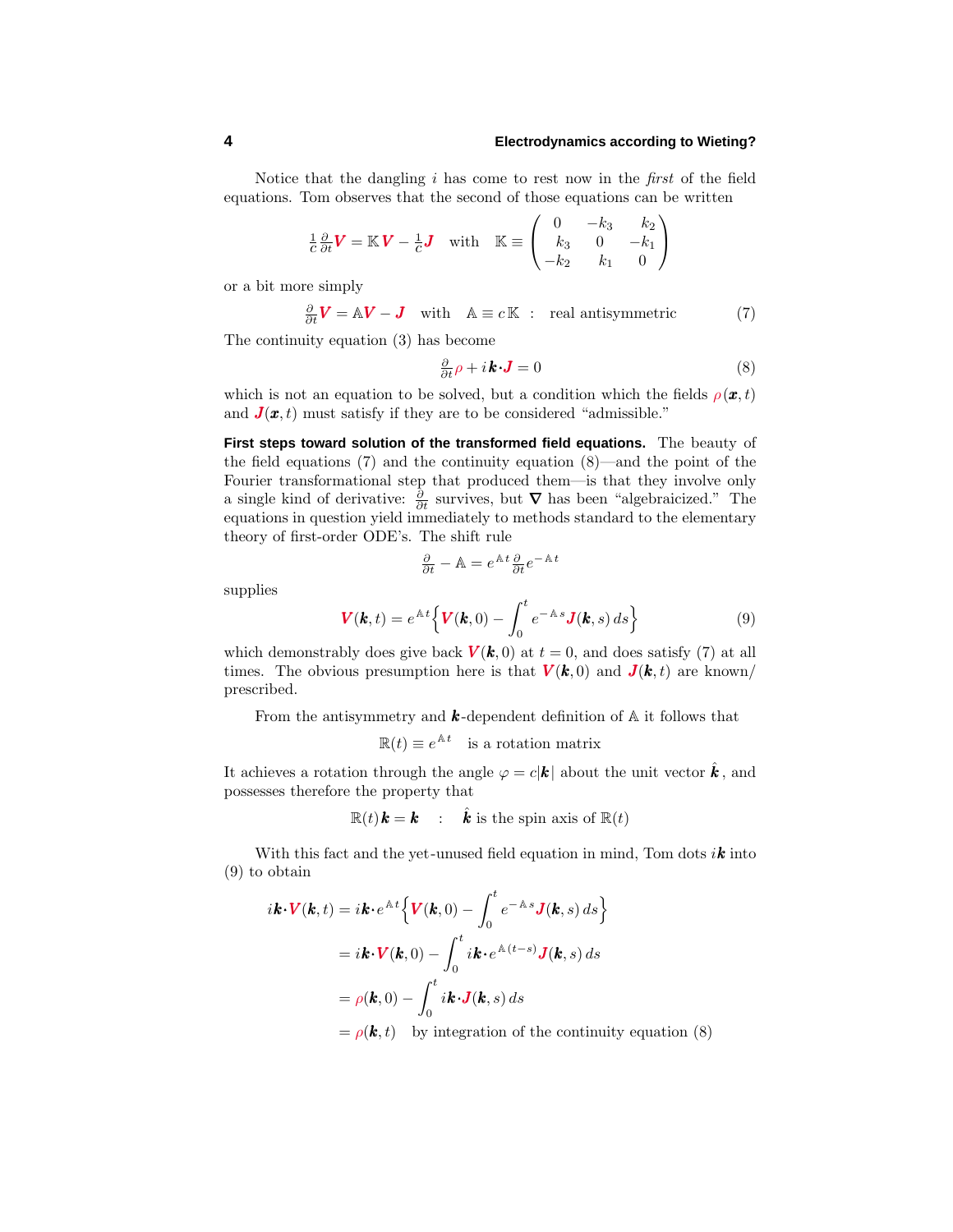Notice that the dangling $i$ has come to rest now in the *first* of the field equations. Tom observes that the second of those equations can be written

$$\tfrac{1}{c}\tfrac{\partial}{\partial t}\boldsymbol{V} = \mathbb{K}\boldsymbol{V} - \tfrac{1}{c}\boldsymbol{J} \quad \text{with} \quad \mathbb{K} \equiv \begin{pmatrix} 0 & -k_3 & k_2 \\ k_3 & 0 & -k_1 \\ -k_2 & k_1 & 0 \end{pmatrix}$$

or a bit more simply

$$\tfrac{\partial}{\partial t}\boldsymbol{V} = \mathbb{A}\boldsymbol{V} - \boldsymbol{J} \quad \text{with} \quad \mathbb{A} \equiv c\,\mathbb{K} \;\;:\;\; \text{real antisymmetric} \tag{7}$$

The continuity equation (3) has become

$$\tfrac{\partial}{\partial t}\rho + i\boldsymbol{k}\cdot\boldsymbol{J} = 0 \tag{8}$$

which is not an equation to be solved, but a condition which the fields $\rho(\boldsymbol{x},t)$ and $\boldsymbol{J}(\boldsymbol{x},t)$ must satisfy if they are to be considered "admissible."

**First steps toward solution of the transformed field equations.** The beauty of the field equations (7) and the continuity equation (8)—and the point of the Fourier transformational step that produced them—is that they involve only a single kind of derivative: $\frac{\partial}{\partial t}$ survives, but $\boldsymbol{\nabla}$ has been "algebraicized." The equations in question yield immediately to methods standard to the elementary theory of first-order ODE's. The shift rule

$$\tfrac{\partial}{\partial t} - \mathbb{A} = e^{\mathbb{A}t}\tfrac{\partial}{\partial t}e^{-\mathbb{A}t}$$

supplies

$$\boldsymbol{V}(\boldsymbol{k},t) = e^{\mathbb{A}t}\Big\{\boldsymbol{V}(\boldsymbol{k},0) - \int_0^t e^{-\mathbb{A}s}\boldsymbol{J}(\boldsymbol{k},s)\,ds\Big\} \tag{9}$$

which demonstrably does give back $\boldsymbol{V}(\boldsymbol{k},0)$ at $t=0$, and does satisfy (7) at all times. The obvious presumption here is that $\boldsymbol{V}(\boldsymbol{k},0)$ and $\boldsymbol{J}(\boldsymbol{k},t)$ are known/prescribed.

From the antisymmetry and $\boldsymbol{k}$-dependent definition of $\mathbb{A}$ it follows that

$$\mathbb{R}(t) \equiv e^{\mathbb{A}t} \quad \text{is a rotation matrix}$$

It achieves a rotation through the angle $\varphi = c|\boldsymbol{k}|$ about the unit vector $\hat{\boldsymbol{k}}$, and possesses therefore the property that

$$\mathbb{R}(t)\,\boldsymbol{k} = \boldsymbol{k} \quad : \quad \hat{\boldsymbol{k}} \text{ is the spin axis of } \mathbb{R}(t)$$

With this fact and the yet-unused field equation in mind, Tom dots $i\boldsymbol{k}$ into (9) to obtain

$$\begin{aligned}
i\boldsymbol{k}\cdot\boldsymbol{V}(\boldsymbol{k},t) &= i\boldsymbol{k}\cdot e^{\mathbb{A}t}\Big\{\boldsymbol{V}(\boldsymbol{k},0) - \int_0^t e^{-\mathbb{A}s}\boldsymbol{J}(\boldsymbol{k},s)\,ds\Big\} \\
&= i\boldsymbol{k}\cdot\boldsymbol{V}(\boldsymbol{k},0) - \int_0^t i\boldsymbol{k}\cdot e^{\mathbb{A}(t-s)}\boldsymbol{J}(\boldsymbol{k},s)\,ds \\
&= \rho(\boldsymbol{k},0) - \int_0^t i\boldsymbol{k}\cdot\boldsymbol{J}(\boldsymbol{k},s)\,ds \\
&= \rho(\boldsymbol{k},t) \quad \text{by integration of the continuity equation (8)}
\end{aligned}$$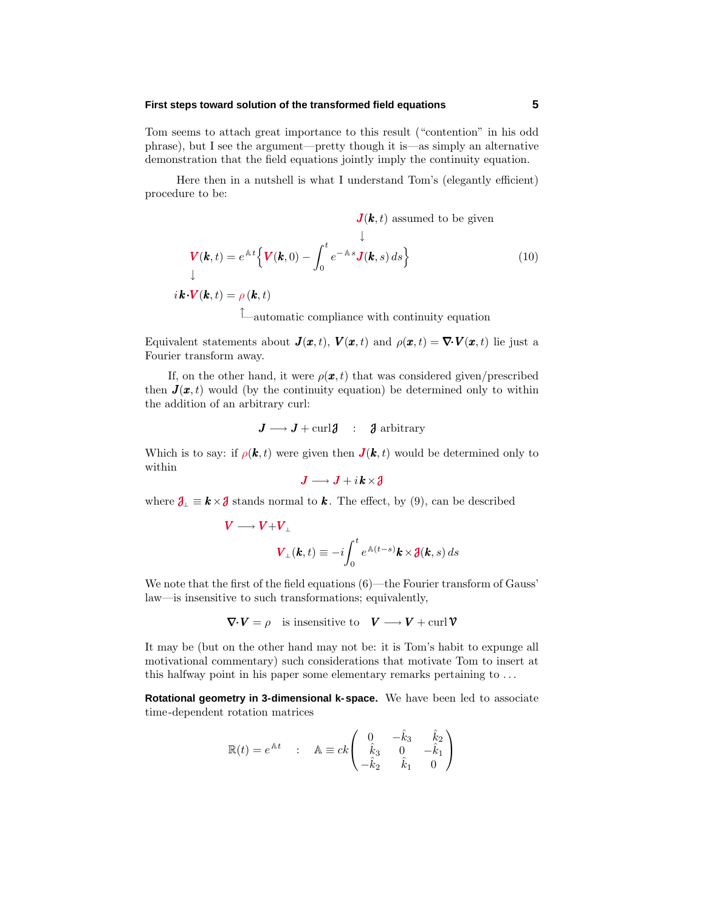Tom seems to attach great importance to this result ("contention" in his odd phrase), but I see the argument—pretty though it is—as simply an alternative demonstration that the field equations jointly imply the continuity equation.

Here then in a nutshell is what I understand Tom's (elegantly efficient) procedure to be:

$$
\begin{array}{l}
\qquad\qquad\qquad\qquad\qquad\qquad \boldsymbol{J}(\boldsymbol{k},t) \text{ assumed to be given} \\
\qquad\qquad\qquad\qquad\qquad\qquad \downarrow \\
\boldsymbol{V}(\boldsymbol{k},t) = e^{\mathbb{A}t}\Big\{\boldsymbol{V}(\boldsymbol{k},0) - \displaystyle\int_0^t e^{-\mathbb{A}s}\boldsymbol{J}(\boldsymbol{k},s)\,ds\Big\} \\
\downarrow \\
i\,\boldsymbol{k}\cdot\boldsymbol{V}(\boldsymbol{k},t) = \rho\,(\boldsymbol{k},t) \\
\qquad\qquad\quad \uparrow \text{automatic compliance with continuity equation}
\end{array}
\tag{10}
$$

Equivalent statements about $\boldsymbol{J}(\boldsymbol{x},t)$, $\boldsymbol{V}(\boldsymbol{x},t)$ and $\rho(\boldsymbol{x},t) = \boldsymbol{\nabla}\cdot\boldsymbol{V}(\boldsymbol{x},t)$ lie just a Fourier transform away.

If, on the other hand, it were $\rho(\boldsymbol{x},t)$ that was considered given/prescribed then $\boldsymbol{J}(\boldsymbol{x},t)$ would (by the continuity equation) be determined only to within the addition of an arbitrary curl:

$$
\boldsymbol{J} \longrightarrow \boldsymbol{J} + \text{curl}\,\boldsymbol{\mathfrak{J}} \quad : \quad \boldsymbol{\mathfrak{J}} \text{ arbitrary}
$$

Which is to say: if $\rho(\boldsymbol{k},t)$ were given then $\boldsymbol{J}(\boldsymbol{k},t)$ would be determined only to within

$$
\boldsymbol{J} \longrightarrow \boldsymbol{J} + i\,\boldsymbol{k}\times\boldsymbol{\mathfrak{J}}
$$

where $\boldsymbol{\mathfrak{J}}_\perp \equiv \boldsymbol{k}\times\boldsymbol{\mathfrak{J}}$ stands normal to $\boldsymbol{k}$. The effect, by (9), can be described

$$
\begin{aligned}
\boldsymbol{V} &\longrightarrow \boldsymbol{V} + \boldsymbol{V}_\perp \\
\boldsymbol{V}_\perp(\boldsymbol{k},t) &\equiv -i\int_0^t e^{\mathbb{A}(t-s)}\boldsymbol{k}\times\boldsymbol{\mathfrak{J}}(\boldsymbol{k},s)\,ds
\end{aligned}
$$

We note that the first of the field equations (6)—the Fourier transform of Gauss' law—is insensitive to such transformations; equivalently,

$$
\boldsymbol{\nabla}\cdot\boldsymbol{V} = \rho \quad \text{is insensitive to} \quad \boldsymbol{V} \longrightarrow \boldsymbol{V} + \text{curl}\,\boldsymbol{\mathcal{V}}
$$

It may be (but on the other hand may not be: it is Tom's habit to expunge all motivational commentary) such considerations that motivate Tom to insert at this halfway point in his paper some elementary remarks pertaining to . . .

**Rotational geometry in 3-dimensional k-space.** We have been led to associate time-dependent rotation matrices

$$
\mathbb{R}(t) = e^{\mathbb{A}t} \quad : \quad \mathbb{A} \equiv ck\begin{pmatrix} 0 & -\hat{k}_3 & \hat{k}_2 \\ \hat{k}_3 & 0 & -\hat{k}_1 \\ -\hat{k}_2 & \hat{k}_1 & 0 \end{pmatrix}
$$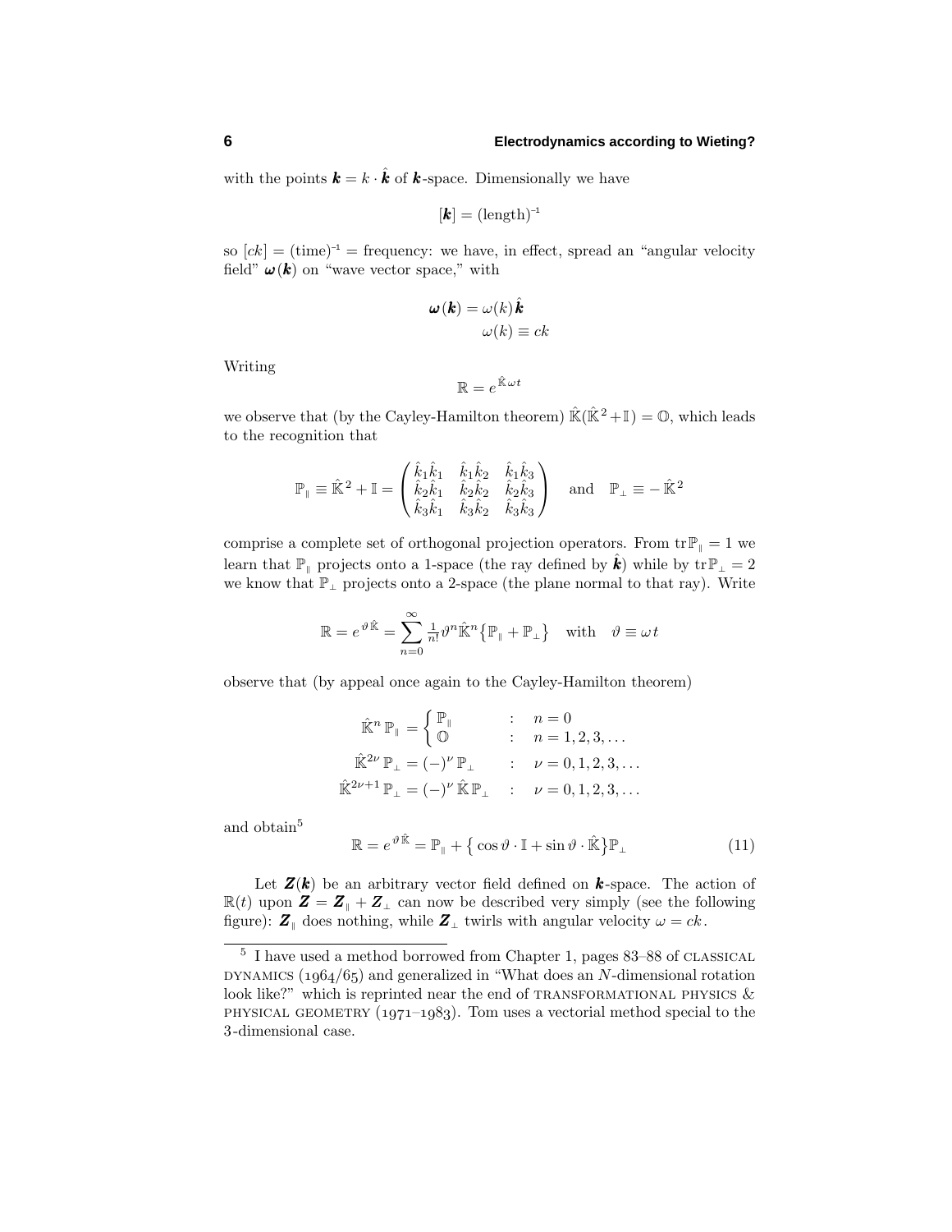with the points $\boldsymbol{k} = k \cdot \hat{\boldsymbol{k}}$ of $\boldsymbol{k}$-space. Dimensionally we have

$$[\boldsymbol{k}] = (\text{length})^{-1}$$

so $[ck] = (\text{time})^{-1} =$ frequency: we have, in effect, spread an "angular velocity field" $\boldsymbol{\omega}(\boldsymbol{k})$ on "wave vector space," with

$$\begin{aligned}\boldsymbol{\omega}(\boldsymbol{k}) &= \omega(k)\hat{\boldsymbol{k}} \\ \omega(k) &\equiv ck\end{aligned}$$

Writing

$$\mathbb{R} = e^{\hat{\mathbb{K}}\omega t}$$

we observe that (by the Cayley-Hamilton theorem) $\hat{\mathbb{K}}(\hat{\mathbb{K}}^2 + \mathbb{I}) = \mathbb{O}$, which leads to the recognition that

$$\mathbb{P}_{\parallel} \equiv \hat{\mathbb{K}}^2 + \mathbb{I} = \begin{pmatrix} \hat{k}_1\hat{k}_1 & \hat{k}_1\hat{k}_2 & \hat{k}_1\hat{k}_3 \\ \hat{k}_2\hat{k}_1 & \hat{k}_2\hat{k}_2 & \hat{k}_2\hat{k}_3 \\ \hat{k}_3\hat{k}_1 & \hat{k}_3\hat{k}_2 & \hat{k}_3\hat{k}_3 \end{pmatrix} \quad \text{and} \quad \mathbb{P}_{\perp} \equiv -\hat{\mathbb{K}}^2$$

comprise a complete set of orthogonal projection operators. From $\text{tr}\,\mathbb{P}_{\parallel} = 1$ we learn that $\mathbb{P}_{\parallel}$ projects onto a 1-space (the ray defined by $\hat{\boldsymbol{k}}$) while by $\text{tr}\,\mathbb{P}_{\perp} = 2$ we know that $\mathbb{P}_{\perp}$ projects onto a 2-space (the plane normal to that ray). Write

$$\mathbb{R} = e^{\vartheta\hat{\mathbb{K}}} = \sum_{n=0}^{\infty} \tfrac{1}{n!}\vartheta^n \hat{\mathbb{K}}^n \big\{\mathbb{P}_{\parallel} + \mathbb{P}_{\perp}\big\} \quad \text{with} \quad \vartheta \equiv \omega t$$

observe that (by appeal once again to the Cayley-Hamilton theorem)

$$\begin{aligned}
\hat{\mathbb{K}}^n\,\mathbb{P}_{\parallel} &= \begin{cases} \mathbb{P}_{\parallel} & : \quad n = 0 \\ \mathbb{O} & : \quad n = 1, 2, 3, \ldots \end{cases} \\
\hat{\mathbb{K}}^{2\nu}\,\mathbb{P}_{\perp} &= (-)^{\nu}\,\mathbb{P}_{\perp} \qquad : \quad \nu = 0, 1, 2, 3, \ldots \\
\hat{\mathbb{K}}^{2\nu+1}\,\mathbb{P}_{\perp} &= (-)^{\nu}\,\hat{\mathbb{K}}\,\mathbb{P}_{\perp} \quad : \quad \nu = 0, 1, 2, 3, \ldots
\end{aligned}$$

and obtain[5]

$$\mathbb{R} = e^{\vartheta\hat{\mathbb{K}}} = \mathbb{P}_{\parallel} + \big\{\cos\vartheta \cdot \mathbb{I} + \sin\vartheta \cdot \hat{\mathbb{K}}\big\}\mathbb{P}_{\perp} \tag{11}$$

Let $\boldsymbol{Z}(\boldsymbol{k})$ be an arbitrary vector field defined on $\boldsymbol{k}$-space. The action of $\mathbb{R}(t)$ upon $\boldsymbol{Z} = \boldsymbol{Z}_{\parallel} + \boldsymbol{Z}_{\perp}$ can now be described very simply (see the following figure): $\boldsymbol{Z}_{\parallel}$ does nothing, while $\boldsymbol{Z}_{\perp}$ twirls with angular velocity $\omega = ck$.

[5] I have used a method borrowed from Chapter 1, pages 83–88 of CLASSICAL DYNAMICS (1964/65) and generalized in "What does an $N$-dimensional rotation look like?" which is reprinted near the end of TRANSFORMATIONAL PHYSICS & PHYSICAL GEOMETRY (1971–1983). Tom uses a vectorial method special to the 3-dimensional case.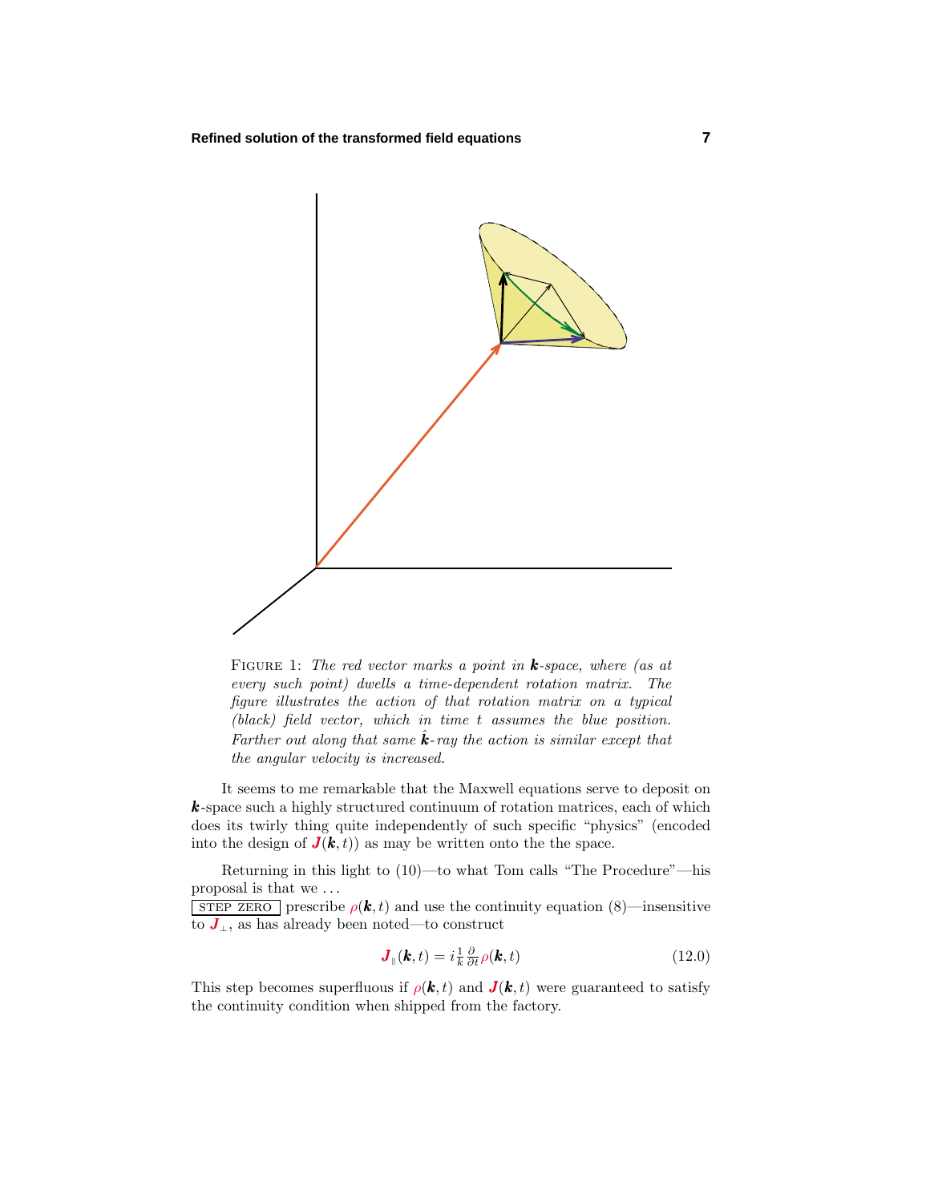FIGURE 1: *The red vector marks a point in* $\boldsymbol{k}$*-space, where (as at every such point) dwells a time-dependent rotation matrix. The figure illustrates the action of that rotation matrix on a typical (black) field vector, which in time* $t$ *assumes the blue position. Farther out along that same* $\hat{\boldsymbol{k}}$*-ray the action is similar except that the angular velocity is increased.*

It seems to me remarkable that the Maxwell equations serve to deposit on $\boldsymbol{k}$-space such a highly structured continuum of rotation matrices, each of which does its twirly thing quite independently of such specific "physics" (encoded into the design of $\boldsymbol{J}(\boldsymbol{k},t)$) as may be written onto the the space.

Returning in this light to (10)—to what Tom calls "The Procedure"—his proposal is that we ...

STEP ZERO prescribe $\rho(\boldsymbol{k},t)$ and use the continuity equation (8)—insensitive to $\boldsymbol{J}_{\perp}$, as has already been noted—to construct

$$\boldsymbol{J}_{\parallel}(\boldsymbol{k},t) = i\tfrac{1}{k}\tfrac{\partial}{\partial t}\rho(\boldsymbol{k},t) \tag{12.0}$$

This step becomes superfluous if $\rho(\boldsymbol{k},t)$ and $\boldsymbol{J}(\boldsymbol{k},t)$ were guaranteed to satisfy the continuity condition when shipped from the factory.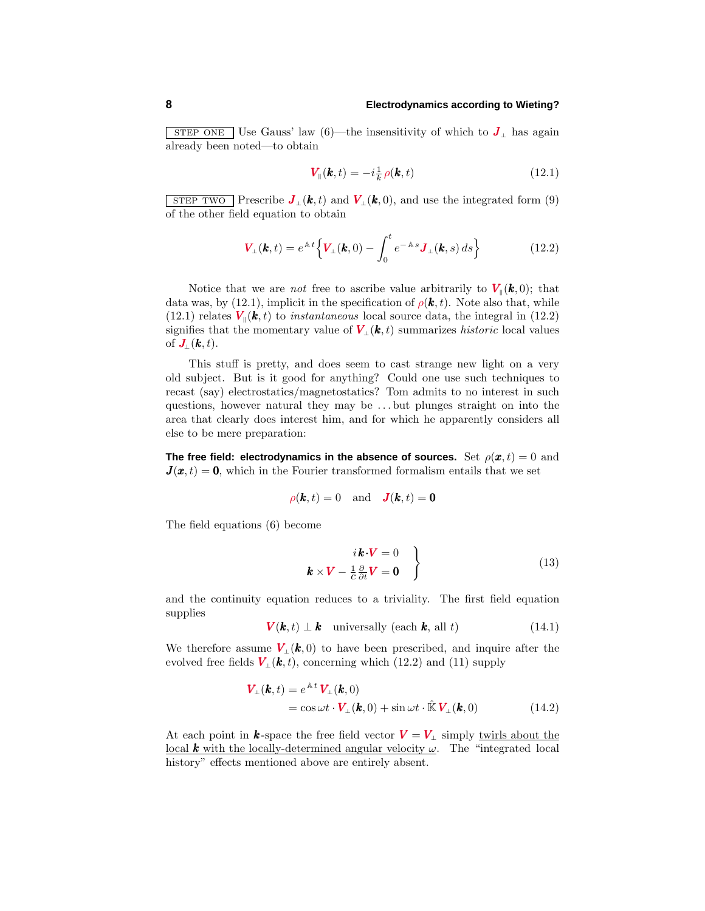STEP ONE Use Gauss' law (6)—the insensitivity of which to $\boldsymbol{J}_\perp$ has again already been noted—to obtain

$$\boldsymbol{V}_\parallel(\boldsymbol{k},t) = -i\tfrac{1}{k}\rho(\boldsymbol{k},t) \tag{12.1}$$

STEP TWO Prescribe $\boldsymbol{J}_\perp(\boldsymbol{k},t)$ and $\boldsymbol{V}_\perp(\boldsymbol{k},0)$, and use the integrated form (9) of the other field equation to obtain

$$\boldsymbol{V}_\perp(\boldsymbol{k},t) = e^{\mathbb{A}\,t}\Big\{\boldsymbol{V}_\perp(\boldsymbol{k},0) - \int_0^t e^{-\mathbb{A}\,s}\boldsymbol{J}_\perp(\boldsymbol{k},s)\,ds\Big\} \tag{12.2}$$

Notice that we are *not* free to ascribe value arbitrarily to $\boldsymbol{V}_\parallel(\boldsymbol{k},0)$; that data was, by (12.1), implicit in the specification of $\rho(\boldsymbol{k},t)$. Note also that, while (12.1) relates $\boldsymbol{V}_\parallel(\boldsymbol{k},t)$ to *instantaneous* local source data, the integral in (12.2) signifies that the momentary value of $\boldsymbol{V}_\perp(\boldsymbol{k},t)$ summarizes *historic* local values of $\boldsymbol{J}_\perp(\boldsymbol{k},t)$.

This stuff is pretty, and does seem to cast strange new light on a very old subject. But is it good for anything? Could one use such techniques to recast (say) electrostatics/magnetostatics? Tom admits to no interest in such questions, however natural they may be ... but plunges straight on into the area that clearly does interest him, and for which he apparently considers all else to be mere preparation:

**The free field: electrodynamics in the absence of sources.** Set $\rho(\boldsymbol{x},t) = 0$ and $\boldsymbol{J}(\boldsymbol{x},t) = \boldsymbol{0}$, which in the Fourier transformed formalism entails that we set

$$\rho(\boldsymbol{k},t) = 0 \quad \text{and} \quad \boldsymbol{J}(\boldsymbol{k},t) = \boldsymbol{0}$$

The field equations (6) become

$$\left.\begin{aligned} i\,\boldsymbol{k}\cdot\boldsymbol{V} &= 0 \\ \boldsymbol{k}\times\boldsymbol{V} - \tfrac{1}{c}\tfrac{\partial}{\partial t}\boldsymbol{V} &= \boldsymbol{0} \end{aligned}\right\} \tag{13}$$

and the continuity equation reduces to a triviality. The first field equation supplies

$$\boldsymbol{V}(\boldsymbol{k},t) \perp \boldsymbol{k} \quad \text{universally (each } \boldsymbol{k}\text{, all } t) \tag{14.1}$$

We therefore assume $\boldsymbol{V}_\perp(\boldsymbol{k},0)$ to have been prescribed, and inquire after the evolved free fields $\boldsymbol{V}_\perp(\boldsymbol{k},t)$, concerning which (12.2) and (11) supply

$$\begin{aligned} \boldsymbol{V}_\perp(\boldsymbol{k},t) &= e^{\mathbb{A}\,t}\,\boldsymbol{V}_\perp(\boldsymbol{k},0) \\ &= \cos\omega t\cdot\boldsymbol{V}_\perp(\boldsymbol{k},0) + \sin\omega t\cdot\hat{\mathbb{K}}\,\boldsymbol{V}_\perp(\boldsymbol{k},0) \end{aligned} \tag{14.2}$$

At each point in $\boldsymbol{k}$-space the free field vector $\boldsymbol{V} = \boldsymbol{V}_\perp$ simply <u>twirls about the local $\boldsymbol{k}$ with the locally-determined angular velocity $\omega$</u>. The "integrated local history" effects mentioned above are entirely absent.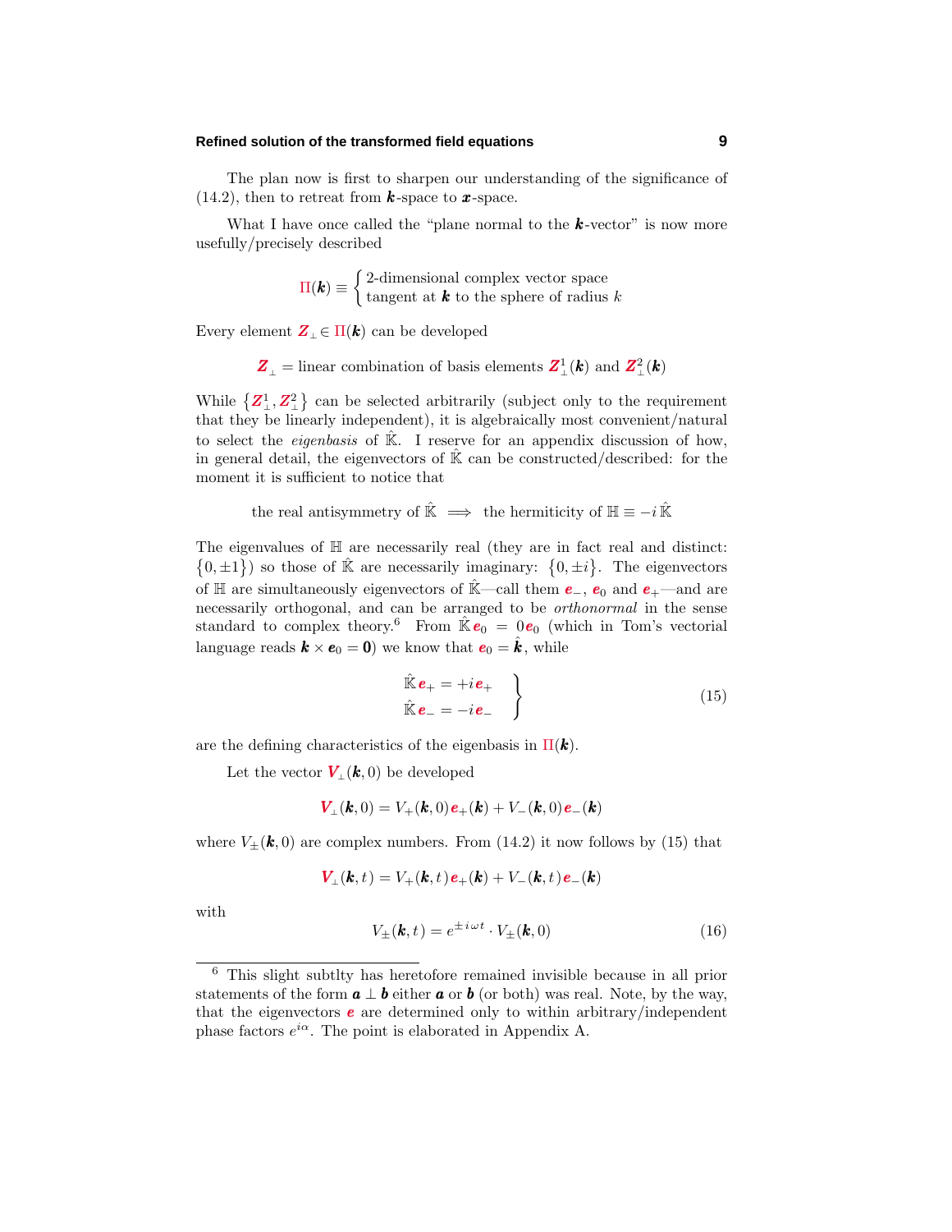The plan now is first to sharpen our understanding of the significance of (14.2), then to retreat from $\boldsymbol{k}$-space to $\boldsymbol{x}$-space.

What I have once called the "plane normal to the $\boldsymbol{k}$-vector" is now more usefully/precisely described

$$\Pi(\boldsymbol{k}) \equiv \begin{cases} \text{2-dimensional complex vector space} \\ \text{tangent at } \boldsymbol{k} \text{ to the sphere of radius } k \end{cases}$$

Every element $\boldsymbol{Z}_\perp \in \Pi(\boldsymbol{k})$ can be developed

$$\boldsymbol{Z}_\perp = \text{linear combination of basis elements } \boldsymbol{Z}_\perp^1(\boldsymbol{k}) \text{ and } \boldsymbol{Z}_\perp^2(\boldsymbol{k})$$

While $\{\boldsymbol{Z}_\perp^1, \boldsymbol{Z}_\perp^2\}$ can be selected arbitrarily (subject only to the requirement that they be linearly independent), it is algebraically most convenient/natural to select the *eigenbasis* of $\hat{\mathbb{K}}$. I reserve for an appendix discussion of how, in general detail, the eigenvectors of $\hat{\mathbb{K}}$ can be constructed/described: for the moment it is sufficient to notice that

$$\text{the real antisymmetry of } \hat{\mathbb{K}} \implies \text{the hermiticity of } \mathbb{H} \equiv -i\,\hat{\mathbb{K}}$$

The eigenvalues of $\mathbb{H}$ are necessarily real (they are in fact real and distinct: $\{0, \pm 1\}$) so those of $\hat{\mathbb{K}}$ are necessarily imaginary: $\{0, \pm i\}$. The eigenvectors of $\mathbb{H}$ are simultaneously eigenvectors of $\hat{\mathbb{K}}$—call them $\boldsymbol{e}_-$, $\boldsymbol{e}_0$ and $\boldsymbol{e}_+$—and are necessarily orthogonal, and can be arranged to be *orthonormal* in the sense standard to complex theory.[6] From $\hat{\mathbb{K}}\boldsymbol{e}_0 = 0\boldsymbol{e}_0$ (which in Tom's vectorial language reads $\boldsymbol{k}\times\boldsymbol{e}_0 = \boldsymbol{0}$) we know that $\boldsymbol{e}_0 = \hat{\boldsymbol{k}}$, while

$$\left.\begin{aligned} \hat{\mathbb{K}}\boldsymbol{e}_+ &= +i\,\boldsymbol{e}_+ \\ \hat{\mathbb{K}}\boldsymbol{e}_- &= -i\,\boldsymbol{e}_- \end{aligned}\right\} \tag{15}$$

are the defining characteristics of the eigenbasis in $\Pi(\boldsymbol{k})$.

Let the vector $\boldsymbol{V}_\perp(\boldsymbol{k}, 0)$ be developed

$$\boldsymbol{V}_\perp(\boldsymbol{k},0) = V_+(\boldsymbol{k},0)\,\boldsymbol{e}_+(\boldsymbol{k}) + V_-(\boldsymbol{k},0)\,\boldsymbol{e}_-(\boldsymbol{k})$$

where $V_\pm(\boldsymbol{k},0)$ are complex numbers. From (14.2) it now follows by (15) that

$$\boldsymbol{V}_\perp(\boldsymbol{k},t) = V_+(\boldsymbol{k},t)\,\boldsymbol{e}_+(\boldsymbol{k}) + V_-(\boldsymbol{k},t)\,\boldsymbol{e}_-(\boldsymbol{k})$$

with

$$V_\pm(\boldsymbol{k},t) = e^{\pm i\omega t}\cdot V_\pm(\boldsymbol{k},0) \tag{16}$$

---

[6] This slight subtlty has heretofore remained invisible because in all prior statements of the form $\boldsymbol{a}\perp\boldsymbol{b}$ either $\boldsymbol{a}$ or $\boldsymbol{b}$ (or both) was real. Note, by the way, that the eigenvectors $\boldsymbol{e}$ are determined only to within arbitrary/independent phase factors $e^{i\alpha}$. The point is elaborated in Appendix A.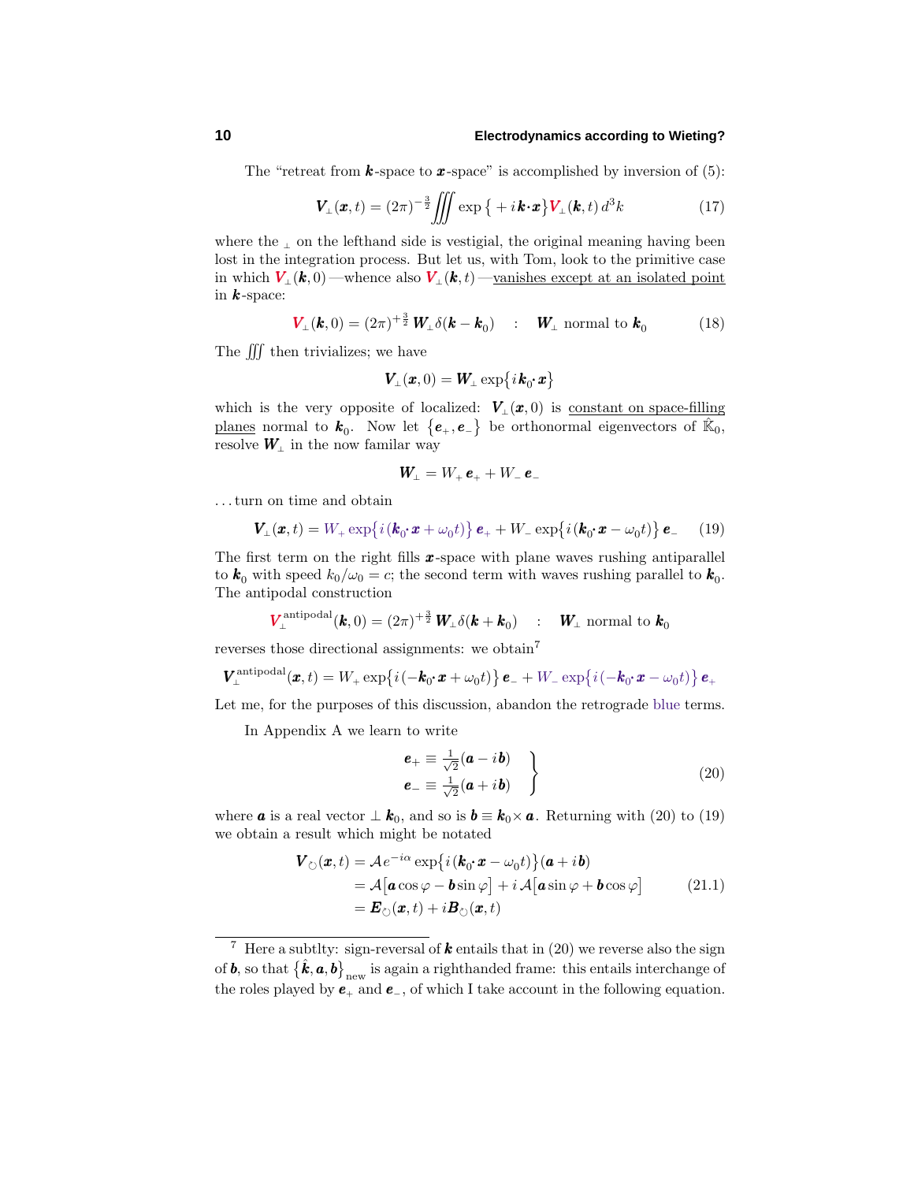The "retreat from $\boldsymbol{k}$-space to $\boldsymbol{x}$-space" is accomplished by inversion of (5):

$$\boldsymbol{V}_\perp(\boldsymbol{x},t) = (2\pi)^{-\frac{3}{2}}\iiint \exp\big\{+i\,\boldsymbol{k}\cdot\boldsymbol{x}\big\}\boldsymbol{V}_\perp(\boldsymbol{k},t)\,d^3k \tag{17}$$

where the $_\perp$ on the lefthand side is vestigial, the original meaning having been lost in the integration process. But let us, with Tom, look to the primitive case in which $\boldsymbol{V}_\perp(\boldsymbol{k},0)$ —whence also $\boldsymbol{V}_\perp(\boldsymbol{k},t)$ —vanishes except at an isolated point in $\boldsymbol{k}$-space:

$$\boldsymbol{V}_\perp(\boldsymbol{k},0) = (2\pi)^{+\frac{3}{2}}\,\boldsymbol{W}_\perp\delta(\boldsymbol{k}-\boldsymbol{k}_0) \quad : \quad \boldsymbol{W}_\perp \text{ normal to } \boldsymbol{k}_0 \tag{18}$$

The $\iiint$ then trivializes; we have

$$\boldsymbol{V}_\perp(\boldsymbol{x},0) = \boldsymbol{W}_\perp\exp\big\{i\,\boldsymbol{k}_0\cdot\boldsymbol{x}\big\}$$

which is the very opposite of localized: $\boldsymbol{V}_\perp(\boldsymbol{x},0)$ is constant on space-filling planes normal to $\boldsymbol{k}_0$. Now let $\big\{\boldsymbol{e}_+,\boldsymbol{e}_-\big\}$ be orthonormal eigenvectors of $\mathbb{K}_0$, resolve $\boldsymbol{W}_\perp$ in the now familar way

$$\boldsymbol{W}_\perp = W_+\,\boldsymbol{e}_+ + W_-\,\boldsymbol{e}_-$$

. . . turn on time and obtain

$$\boldsymbol{V}_\perp(\boldsymbol{x},t) = W_+\exp\big\{i\,(\boldsymbol{k}_0\cdot\boldsymbol{x}+\omega_0 t)\big\}\,\boldsymbol{e}_+ + W_-\exp\big\{i\,(\boldsymbol{k}_0\cdot\boldsymbol{x}-\omega_0 t)\big\}\,\boldsymbol{e}_- \tag{19}$$

The first term on the right fills $\boldsymbol{x}$-space with plane waves rushing antiparallel to $\boldsymbol{k}_0$ with speed $k_0/\omega_0 = c$; the second term with waves rushing parallel to $\boldsymbol{k}_0$. The antipodal construction

$$\boldsymbol{V}_\perp^{\text{antipodal}}(\boldsymbol{k},0) = (2\pi)^{+\frac{3}{2}}\,\boldsymbol{W}_\perp\delta(\boldsymbol{k}+\boldsymbol{k}_0) \quad : \quad \boldsymbol{W}_\perp \text{ normal to } \boldsymbol{k}_0$$

reverses those directional assignments: we obtain[7]

$$\boldsymbol{V}_\perp^{\text{antipodal}}(\boldsymbol{x},t) = W_+\exp\big\{i\,(-\boldsymbol{k}_0\cdot\boldsymbol{x}+\omega_0 t)\big\}\,\boldsymbol{e}_- + W_-\exp\big\{i\,(-\boldsymbol{k}_0\cdot\boldsymbol{x}-\omega_0 t)\big\}\,\boldsymbol{e}_+$$

Let me, for the purposes of this discussion, abandon the retrograde blue terms.

In Appendix A we learn to write

$$\left.\begin{aligned}\boldsymbol{e}_+ &\equiv \tfrac{1}{\sqrt{2}}(\boldsymbol{a}-i\,\boldsymbol{b})\\ \boldsymbol{e}_- &\equiv \tfrac{1}{\sqrt{2}}(\boldsymbol{a}+i\,\boldsymbol{b})\end{aligned}\right\} \tag{20}$$

where $\boldsymbol{a}$ is a real vector $\perp\boldsymbol{k}_0$, and so is $\boldsymbol{b}\equiv\boldsymbol{k}_0\times\boldsymbol{a}$. Returning with (20) to (19) we obtain a result which might be notated

$$\begin{aligned}\boldsymbol{V}_\circlearrowleft(\boldsymbol{x},t) &= \mathcal{A}\,e^{-i\alpha}\exp\big\{i\,(\boldsymbol{k}_0\cdot\boldsymbol{x}-\omega_0 t)\big\}(\boldsymbol{a}+i\,\boldsymbol{b})\\ &= \mathcal{A}\big[\boldsymbol{a}\cos\varphi-\boldsymbol{b}\sin\varphi\big]+i\,\mathcal{A}\big[\boldsymbol{a}\sin\varphi+\boldsymbol{b}\cos\varphi\big]\\ &= \boldsymbol{E}_\circlearrowleft(\boldsymbol{x},t)+i\boldsymbol{B}_\circlearrowleft(\boldsymbol{x},t)\end{aligned} \tag{21.1}$$

---

[7] Here a subtlty: sign-reversal of $\boldsymbol{k}$ entails that in (20) we reverse also the sign of $\boldsymbol{b}$, so that $\big\{\hat{\boldsymbol{k}},\boldsymbol{a},\boldsymbol{b}\big\}_{\text{new}}$ is again a righthanded frame: this entails interchange of the roles played by $\boldsymbol{e}_+$ and $\boldsymbol{e}_-$, of which I take account in the following equation.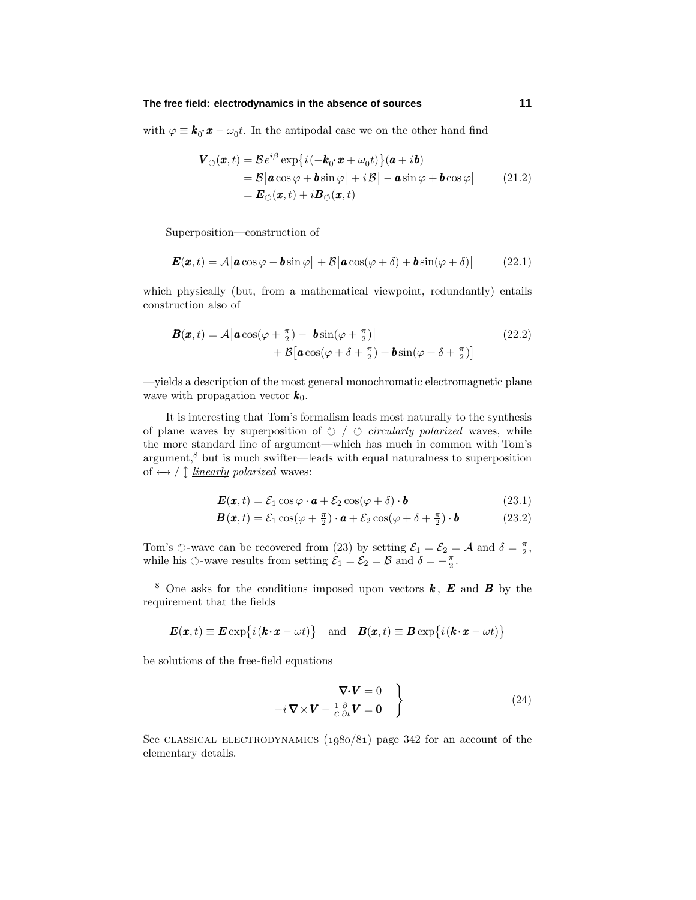with $\varphi \equiv \boldsymbol{k}_0\!\cdot\!\boldsymbol{x} - \omega_0 t$. In the antipodal case we on the other hand find

$$
\begin{aligned}
\boldsymbol{V}_{\circlearrowleft}(\boldsymbol{x},t) &= \mathcal{B}e^{i\beta}\exp\big\{i(-\boldsymbol{k}_0\!\cdot\!\boldsymbol{x}+\omega_0 t)\big\}(\boldsymbol{a}+i\boldsymbol{b})\\
&= \mathcal{B}\big[\boldsymbol{a}\cos\varphi + \boldsymbol{b}\sin\varphi\big] + i\,\mathcal{B}\big[-\boldsymbol{a}\sin\varphi + \boldsymbol{b}\cos\varphi\big] \qquad (21.2)\\
&= \boldsymbol{E}_{\circlearrowleft}(\boldsymbol{x},t) + i\boldsymbol{B}_{\circlearrowleft}(\boldsymbol{x},t)
\end{aligned}
$$

Superposition—construction of

$$
\boldsymbol{E}(\boldsymbol{x},t) = \mathcal{A}\big[\boldsymbol{a}\cos\varphi - \boldsymbol{b}\sin\varphi\big] + \mathcal{B}\big[\boldsymbol{a}\cos(\varphi+\delta) + \boldsymbol{b}\sin(\varphi+\delta)\big] \qquad (22.1)
$$

which physically (but, from a mathematical viewpoint, redundantly) entails construction also of

$$
\begin{aligned}
\boldsymbol{B}(\boldsymbol{x},t) = \mathcal{A}\big[&\boldsymbol{a}\cos(\varphi+\tfrac{\pi}{2}) - \boldsymbol{b}\sin(\varphi+\tfrac{\pi}{2})\big] \qquad (22.2)\\
&+ \mathcal{B}\big[\boldsymbol{a}\cos(\varphi+\delta+\tfrac{\pi}{2}) + \boldsymbol{b}\sin(\varphi+\delta+\tfrac{\pi}{2})\big]
\end{aligned}
$$

—yields a description of the most general monochromatic electromagnetic plane wave with propagation vector $\boldsymbol{k}_0$.

It is interesting that Tom's formalism leads most naturally to the synthesis of plane waves by superposition of $\circlearrowright$ / $\circlearrowleft$ *circularly polarized* waves, while the more standard line of argument—which has much in common with Tom's argument,[8] but is much swifter—leads with equal naturalness to superposition of $\longleftrightarrow$ / $\updownarrow$ *linearly polarized* waves:

$$
\boldsymbol{E}(\boldsymbol{x},t) = \mathcal{E}_1\cos\varphi\cdot\boldsymbol{a} + \mathcal{E}_2\cos(\varphi+\delta)\cdot\boldsymbol{b} \qquad (23.1)
$$

$$
\boldsymbol{B}(\boldsymbol{x},t) = \mathcal{E}_1\cos(\varphi+\tfrac{\pi}{2})\cdot\boldsymbol{a} + \mathcal{E}_2\cos(\varphi+\delta+\tfrac{\pi}{2})\cdot\boldsymbol{b} \qquad (23.2)
$$

Tom's $\circlearrowright$-wave can be recovered from (23) by setting $\mathcal{E}_1 = \mathcal{E}_2 = \mathcal{A}$ and $\delta = \frac{\pi}{2}$, while his $\circlearrowleft$-wave results from setting $\mathcal{E}_1 = \mathcal{E}_2 = \mathcal{B}$ and $\delta = -\frac{\pi}{2}$.

---

[8] One asks for the conditions imposed upon vectors $\boldsymbol{k}$, $\boldsymbol{E}$ and $\boldsymbol{B}$ by the requirement that the fields

$$
\boldsymbol{E}(\boldsymbol{x},t) \equiv \boldsymbol{E}\exp\big\{i(\boldsymbol{k}\!\cdot\!\boldsymbol{x} - \omega t)\big\} \quad\text{and}\quad \boldsymbol{B}(\boldsymbol{x},t) \equiv \boldsymbol{B}\exp\big\{i(\boldsymbol{k}\!\cdot\!\boldsymbol{x} - \omega t)\big\}
$$

be solutions of the free-field equations

$$
\left.
\begin{aligned}
\boldsymbol{\nabla}\!\cdot\!\boldsymbol{V} &= 0\\
-i\,\boldsymbol{\nabla}\!\times\!\boldsymbol{V} - \tfrac{1}{c}\tfrac{\partial}{\partial t}\boldsymbol{V} &= \boldsymbol{0}
\end{aligned}
\right\} \qquad (24)
$$

See CLASSICAL ELECTRODYNAMICS (1980/81) page 342 for an account of the elementary details.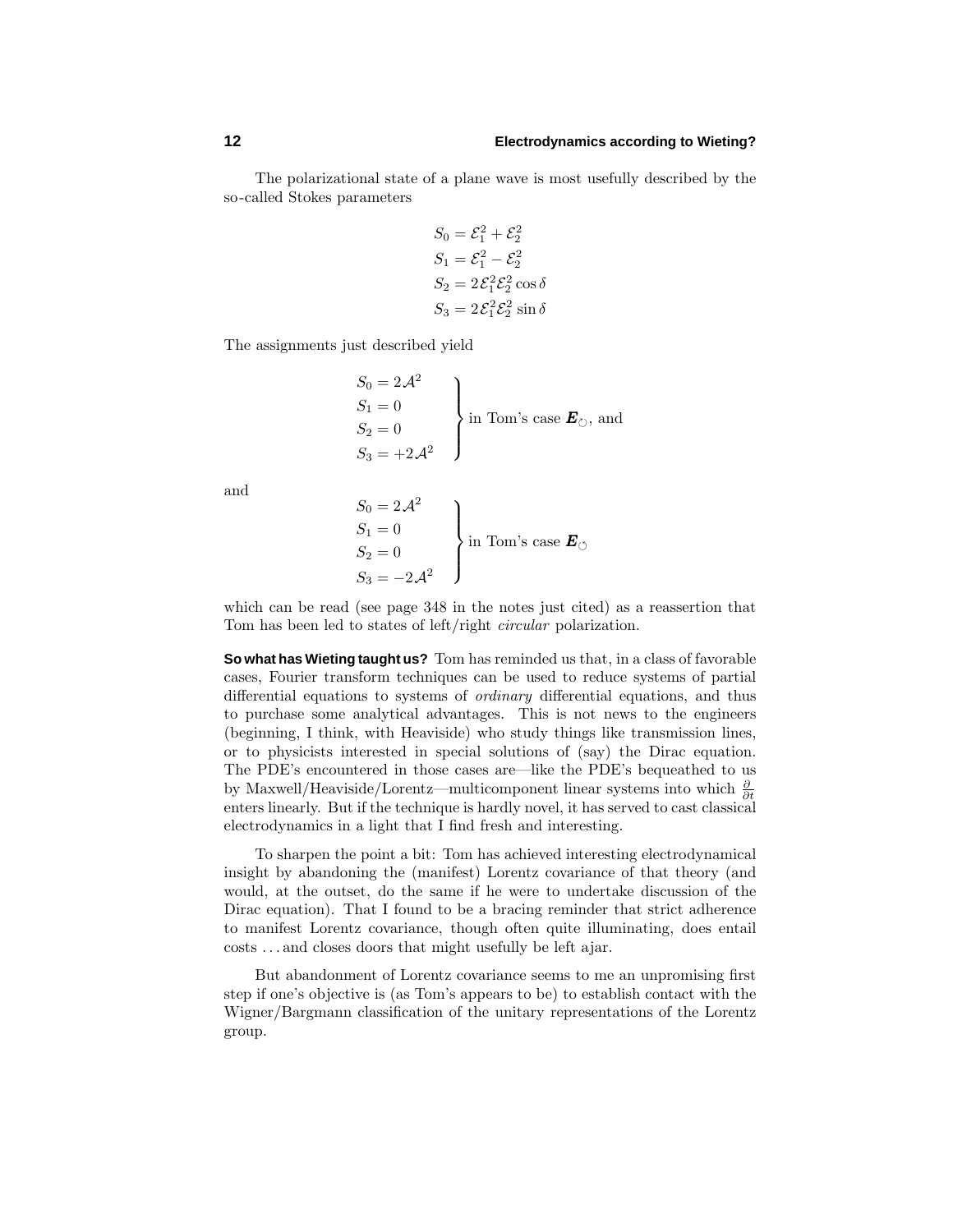The polarizational state of a plane wave is most usefully described by the so-called Stokes parameters

$$
\begin{aligned}
S_0 &= \mathcal{E}_1^2 + \mathcal{E}_2^2\\
S_1 &= \mathcal{E}_1^2 - \mathcal{E}_2^2\\
S_2 &= 2\mathcal{E}_1^2\mathcal{E}_2^2\cos\delta\\
S_3 &= 2\mathcal{E}_1^2\mathcal{E}_2^2\sin\delta
\end{aligned}
$$

The assignments just described yield

$$
\left.
\begin{aligned}
S_0 &= 2\mathcal{A}^2\\
S_1 &= 0\\
S_2 &= 0\\
S_3 &= +2\mathcal{A}^2
\end{aligned}
\right\}\text{ in Tom's case } \boldsymbol{E}_{\circlearrowright}\text{, and}
$$

and

$$
\left.
\begin{aligned}
S_0 &= 2\mathcal{A}^2\\
S_1 &= 0\\
S_2 &= 0\\
S_3 &= -2\mathcal{A}^2
\end{aligned}
\right\}\text{ in Tom's case } \boldsymbol{E}_{\circlearrowleft}
$$

which can be read (see page 348 in the notes just cited) as a reassertion that Tom has been led to states of left/right *circular* polarization.

**So what has Wieting taught us?** Tom has reminded us that, in a class of favorable cases, Fourier transform techniques can be used to reduce systems of partial differential equations to systems of *ordinary* differential equations, and thus to purchase some analytical advantages. This is not news to the engineers (beginning, I think, with Heaviside) who study things like transmission lines, or to physicists interested in special solutions of (say) the Dirac equation. The PDE's encountered in those cases are—like the PDE's bequeathed to us by Maxwell/Heaviside/Lorentz—multicomponent linear systems into which $\frac{\partial}{\partial t}$ enters linearly. But if the technique is hardly novel, it has served to cast classical electrodynamics in a light that I find fresh and interesting.

To sharpen the point a bit: Tom has achieved interesting electrodynamical insight by abandoning the (manifest) Lorentz covariance of that theory (and would, at the outset, do the same if he were to undertake discussion of the Dirac equation). That I found to be a bracing reminder that strict adherence to manifest Lorentz covariance, though often quite illuminating, does entail costs . . . and closes doors that might usefully be left ajar.

But abandonment of Lorentz covariance seems to me an unpromising first step if one's objective is (as Tom's appears to be) to establish contact with the Wigner/Bargmann classification of the unitary representations of the Lorentz group.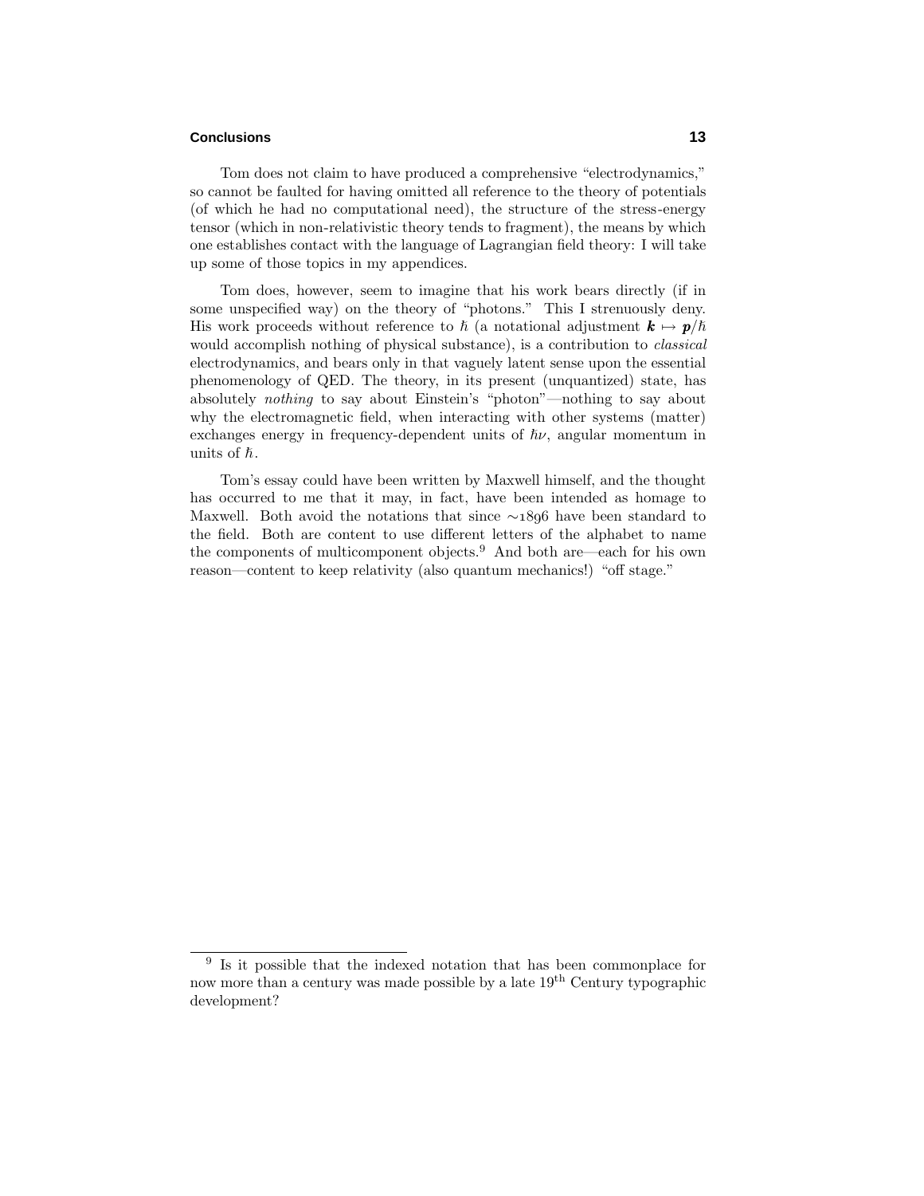Tom does not claim to have produced a comprehensive "electrodynamics," so cannot be faulted for having omitted all reference to the theory of potentials (of which he had no computational need), the structure of the stress-energy tensor (which in non-relativistic theory tends to fragment), the means by which one establishes contact with the language of Lagrangian field theory: I will take up some of those topics in my appendices.

Tom does, however, seem to imagine that his work bears directly (if in some unspecified way) on the theory of "photons." This I strenuously deny. His work proceeds without reference to $\hbar$ (a notational adjustment $\boldsymbol{k} \mapsto \boldsymbol{p}/\hbar$ would accomplish nothing of physical substance), is a contribution to *classical* electrodynamics, and bears only in that vaguely latent sense upon the essential phenomenology of QED. The theory, in its present (unquantized) state, has absolutely *nothing* to say about Einstein's "photon"—nothing to say about why the electromagnetic field, when interacting with other systems (matter) exchanges energy in frequency-dependent units of $\hbar\nu$, angular momentum in units of $\hbar$.

Tom's essay could have been written by Maxwell himself, and the thought has occurred to me that it may, in fact, have been intended as homage to Maxwell. Both avoid the notations that since ∼1896 have been standard to the field. Both are content to use different letters of the alphabet to name the components of multicomponent objects.[9] And both are—each for his own reason—content to keep relativity (also quantum mechanics!) "off stage."

---

[9] Is it possible that the indexed notation that has been commonplace for now more than a century was made possible by a late 19th Century typographic development?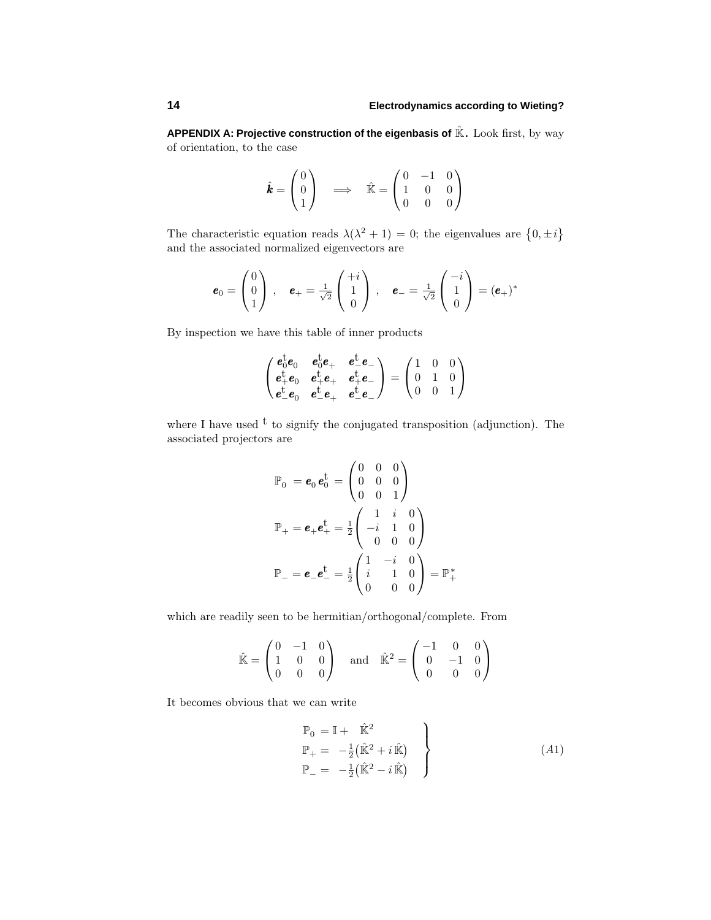**APPENDIX A: Projective construction of the eigenbasis of $\hat{\mathbb{K}}$.** Look first, by way of orientation, to the case

$$\hat{\boldsymbol{k}} = \begin{pmatrix} 0 \\ 0 \\ 1 \end{pmatrix} \quad \Longrightarrow \quad \hat{\mathbb{K}} = \begin{pmatrix} 0 & -1 & 0 \\ 1 & 0 & 0 \\ 0 & 0 & 0 \end{pmatrix}$$

The characteristic equation reads $\lambda(\lambda^2 + 1) = 0$; the eigenvalues are $\{0, \pm i\}$ and the associated normalized eigenvectors are

$$\boldsymbol{e}_0 = \begin{pmatrix} 0 \\ 0 \\ 1 \end{pmatrix}, \quad \boldsymbol{e}_+ = \tfrac{1}{\sqrt{2}} \begin{pmatrix} +i \\ 1 \\ 0 \end{pmatrix}, \quad \boldsymbol{e}_- = \tfrac{1}{\sqrt{2}} \begin{pmatrix} -i \\ 1 \\ 0 \end{pmatrix} = (\boldsymbol{e}_+)^*$$

By inspection we have this table of inner products

$$\begin{pmatrix} \boldsymbol{e}_0^{\text{t}}\boldsymbol{e}_0 & \boldsymbol{e}_0^{\text{t}}\boldsymbol{e}_+ & \boldsymbol{e}_-^{\text{t}}\boldsymbol{e}_- \\ \boldsymbol{e}_+^{\text{t}}\boldsymbol{e}_0 & \boldsymbol{e}_+^{\text{t}}\boldsymbol{e}_+ & \boldsymbol{e}_+^{\text{t}}\boldsymbol{e}_- \\ \boldsymbol{e}_-^{\text{t}}\boldsymbol{e}_0 & \boldsymbol{e}_-^{\text{t}}\boldsymbol{e}_+ & \boldsymbol{e}_-^{\text{t}}\boldsymbol{e}_- \end{pmatrix} = \begin{pmatrix} 1 & 0 & 0 \\ 0 & 1 & 0 \\ 0 & 0 & 1 \end{pmatrix}$$

where I have used $^{\text{t}}$ to signify the conjugated transposition (adjunction). The associated projectors are

$$\begin{aligned}
\mathbb{P}_0 &= \boldsymbol{e}_0\,\boldsymbol{e}_0^{\text{t}} = \begin{pmatrix} 0 & 0 & 0 \\ 0 & 0 & 0 \\ 0 & 0 & 1 \end{pmatrix} \\
\mathbb{P}_+ &= \boldsymbol{e}_+\boldsymbol{e}_+^{\text{t}} = \tfrac{1}{2}\begin{pmatrix} 1 & i & 0 \\ -i & 1 & 0 \\ 0 & 0 & 0 \end{pmatrix} \\
\mathbb{P}_- &= \boldsymbol{e}_-\boldsymbol{e}_-^{\text{t}} = \tfrac{1}{2}\begin{pmatrix} 1 & -i & 0 \\ i & 1 & 0 \\ 0 & 0 & 0 \end{pmatrix} = \mathbb{P}_+^*
\end{aligned}$$

which are readily seen to be hermitian/orthogonal/complete. From

$$\hat{\mathbb{K}} = \begin{pmatrix} 0 & -1 & 0 \\ 1 & 0 & 0 \\ 0 & 0 & 0 \end{pmatrix} \quad \text{and} \quad \hat{\mathbb{K}}^2 = \begin{pmatrix} -1 & 0 & 0 \\ 0 & -1 & 0 \\ 0 & 0 & 0 \end{pmatrix}$$

It becomes obvious that we can write

$$\left.\begin{aligned}
\mathbb{P}_0 &= \mathbb{I} + \hat{\mathbb{K}}^2 \\
\mathbb{P}_+ &= -\tfrac{1}{2}\big(\hat{\mathbb{K}}^2 + i\,\hat{\mathbb{K}}\big) \\
\mathbb{P}_- &= -\tfrac{1}{2}\big(\hat{\mathbb{K}}^2 - i\,\hat{\mathbb{K}}\big)
\end{aligned}\right\} \tag{A1}$$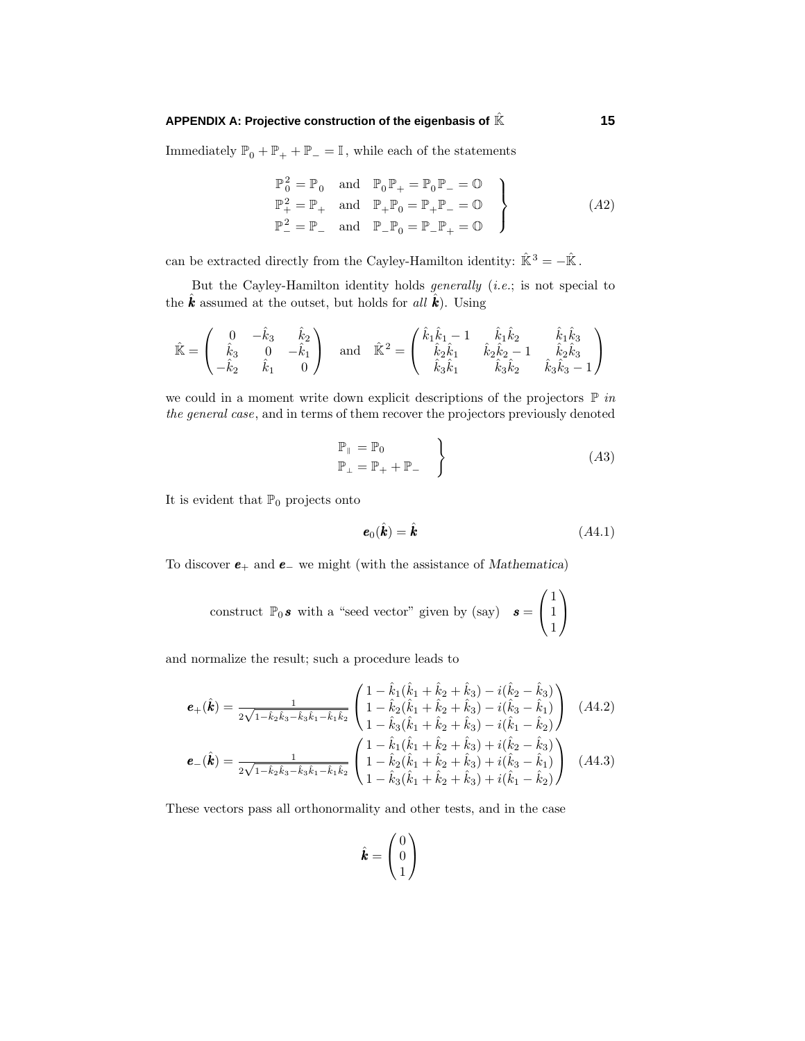Immediately $\mathbb{P}_0 + \mathbb{P}_+ + \mathbb{P}_- = \mathbb{I}$, while each of the statements

$$
\left.
\begin{array}{lll}
\mathbb{P}_0^2 = \mathbb{P}_0 & \text{and} & \mathbb{P}_0\mathbb{P}_+ = \mathbb{P}_0\mathbb{P}_- = \mathbb{O} \\
\mathbb{P}_+^2 = \mathbb{P}_+ & \text{and} & \mathbb{P}_+\mathbb{P}_0 = \mathbb{P}_+\mathbb{P}_- = \mathbb{O} \\
\mathbb{P}_-^2 = \mathbb{P}_- & \text{and} & \mathbb{P}_-\mathbb{P}_0 = \mathbb{P}_-\mathbb{P}_+ = \mathbb{O}
\end{array}
\right\}
\tag{A2}
$$

can be extracted directly from the Cayley-Hamilton identity: $\hat{\mathbb{K}}^3 = -\hat{\mathbb{K}}$.

But the Cayley-Hamilton identity holds *generally* (*i.e.*; is not special to the $\hat{\boldsymbol{k}}$ assumed at the outset, but holds for *all* $\hat{\boldsymbol{k}}$). Using

$$
\hat{\mathbb{K}} = \begin{pmatrix} 0 & -\hat{k}_3 & \hat{k}_2 \\ \hat{k}_3 & 0 & -\hat{k}_1 \\ -\hat{k}_2 & \hat{k}_1 & 0 \end{pmatrix} \quad \text{and} \quad \hat{\mathbb{K}}^2 = \begin{pmatrix} \hat{k}_1\hat{k}_1 - 1 & \hat{k}_1\hat{k}_2 & \hat{k}_1\hat{k}_3 \\ \hat{k}_2\hat{k}_1 & \hat{k}_2\hat{k}_2 - 1 & \hat{k}_2\hat{k}_3 \\ \hat{k}_3\hat{k}_1 & \hat{k}_3\hat{k}_2 & \hat{k}_3\hat{k}_3 - 1 \end{pmatrix}
$$

we could in a moment write down explicit descriptions of the projectors $\mathbb{P}$ *in the general case*, and in terms of them recover the projectors previously denoted

$$
\left.
\begin{array}{l}
\mathbb{P}_{\parallel} = \mathbb{P}_0 \\
\mathbb{P}_{\perp} = \mathbb{P}_+ + \mathbb{P}_-
\end{array}
\right\}
\tag{A3}
$$

It is evident that $\mathbb{P}_0$ projects onto

$$
\boldsymbol{e}_0(\hat{\boldsymbol{k}}) = \hat{\boldsymbol{k}} \tag{A4.1}
$$

To discover $\boldsymbol{e}_+$ and $\boldsymbol{e}_-$ we might (with the assistance of *Mathematica*)

$$
\text{construct } \mathbb{P}_0\boldsymbol{s} \text{ with a “seed vector” given by (say)} \quad \boldsymbol{s} = \begin{pmatrix} 1 \\ 1 \\ 1 \end{pmatrix}
$$

and normalize the result; such a procedure leads to

$$
\boldsymbol{e}_+(\hat{\boldsymbol{k}}) = \tfrac{1}{2\sqrt{1-\hat{k}_2\hat{k}_3-\hat{k}_3\hat{k}_1-\hat{k}_1\hat{k}_2}} \begin{pmatrix} 1 - \hat{k}_1(\hat{k}_1 + \hat{k}_2 + \hat{k}_3) - i(\hat{k}_2 - \hat{k}_3) \\ 1 - \hat{k}_2(\hat{k}_1 + \hat{k}_2 + \hat{k}_3) - i(\hat{k}_3 - \hat{k}_1) \\ 1 - \hat{k}_3(\hat{k}_1 + \hat{k}_2 + \hat{k}_3) - i(\hat{k}_1 - \hat{k}_2) \end{pmatrix} \tag{A4.2}
$$

$$
\boldsymbol{e}_-(\hat{\boldsymbol{k}}) = \tfrac{1}{2\sqrt{1-\hat{k}_2\hat{k}_3-\hat{k}_3\hat{k}_1-\hat{k}_1\hat{k}_2}} \begin{pmatrix} 1 - \hat{k}_1(\hat{k}_1 + \hat{k}_2 + \hat{k}_3) + i(\hat{k}_2 - \hat{k}_3) \\ 1 - \hat{k}_2(\hat{k}_1 + \hat{k}_2 + \hat{k}_3) + i(\hat{k}_3 - \hat{k}_1) \\ 1 - \hat{k}_3(\hat{k}_1 + \hat{k}_2 + \hat{k}_3) + i(\hat{k}_1 - \hat{k}_2) \end{pmatrix} \tag{A4.3}
$$

These vectors pass all orthonormality and other tests, and in the case

$$
\hat{\boldsymbol{k}} = \begin{pmatrix} 0 \\ 0 \\ 1 \end{pmatrix}
$$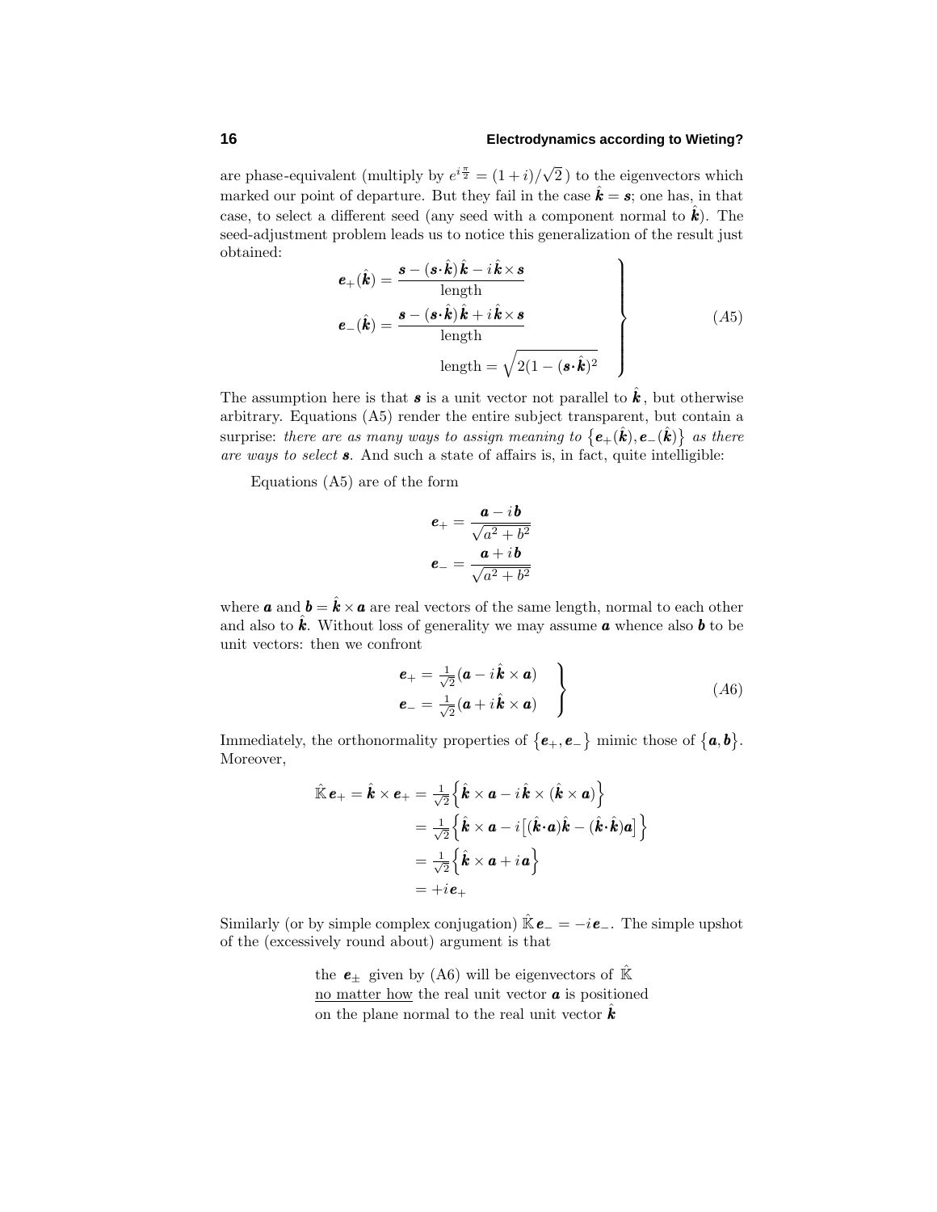are phase-equivalent (multiply by $e^{i\frac{\pi}{2}} = (1+i)/\sqrt{2}$ ) to the eigenvectors which marked our point of departure. But they fail in the case $\hat{\boldsymbol{k}} = \boldsymbol{s}$; one has, in that case, to select a different seed (any seed with a component normal to $\hat{\boldsymbol{k}}$). The seed-adjustment problem leads us to notice this generalization of the result just obtained:

$$
\left.
\begin{aligned}
\boldsymbol{e}_+(\hat{\boldsymbol{k}}) &= \frac{\boldsymbol{s} - (\boldsymbol{s}\cdot\hat{\boldsymbol{k}})\hat{\boldsymbol{k}} - i\,\hat{\boldsymbol{k}}\times\boldsymbol{s}}{\text{length}} \\
\boldsymbol{e}_-(\hat{\boldsymbol{k}}) &= \frac{\boldsymbol{s} - (\boldsymbol{s}\cdot\hat{\boldsymbol{k}})\hat{\boldsymbol{k}} + i\,\hat{\boldsymbol{k}}\times\boldsymbol{s}}{\text{length}} \\
\text{length} &= \sqrt{2(1 - (\boldsymbol{s}\cdot\hat{\boldsymbol{k}})^2}
\end{aligned}
\right\} \tag{A5}
$$

The assumption here is that $\boldsymbol{s}$ is a unit vector not parallel to $\hat{\boldsymbol{k}}$, but otherwise arbitrary. Equations (A5) render the entire subject transparent, but contain a surprise: *there are as many ways to assign meaning to* $\{\boldsymbol{e}_+(\hat{\boldsymbol{k}}), \boldsymbol{e}_-(\hat{\boldsymbol{k}})\}$ *as there are ways to select* $\boldsymbol{s}$. And such a state of affairs is, in fact, quite intelligible:

Equations (A5) are of the form

$$
\begin{aligned}
\boldsymbol{e}_+ &= \frac{\boldsymbol{a} - i\,\boldsymbol{b}}{\sqrt{a^2 + b^2}} \\
\boldsymbol{e}_- &= \frac{\boldsymbol{a} + i\,\boldsymbol{b}}{\sqrt{a^2 + b^2}}
\end{aligned}
$$

where $\boldsymbol{a}$ and $\boldsymbol{b} = \hat{\boldsymbol{k}}\times\boldsymbol{a}$ are real vectors of the same length, normal to each other and also to $\hat{\boldsymbol{k}}$. Without loss of generality we may assume $\boldsymbol{a}$ whence also $\boldsymbol{b}$ to be unit vectors: then we confront

$$
\left.
\begin{aligned}
\boldsymbol{e}_+ &= \tfrac{1}{\sqrt{2}}(\boldsymbol{a} - i\,\hat{\boldsymbol{k}}\times\boldsymbol{a}) \\
\boldsymbol{e}_- &= \tfrac{1}{\sqrt{2}}(\boldsymbol{a} + i\,\hat{\boldsymbol{k}}\times\boldsymbol{a})
\end{aligned}
\right\} \tag{A6}
$$

Immediately, the orthonormality properties of $\{\boldsymbol{e}_+, \boldsymbol{e}_-\}$ mimic those of $\{\boldsymbol{a}, \boldsymbol{b}\}$. Moreover,

$$
\begin{aligned}
\hat{\mathbb{K}}\,\boldsymbol{e}_+ = \hat{\boldsymbol{k}}\times\boldsymbol{e}_+ &= \tfrac{1}{\sqrt{2}}\Big\{\hat{\boldsymbol{k}}\times\boldsymbol{a} - i\,\hat{\boldsymbol{k}}\times(\hat{\boldsymbol{k}}\times\boldsymbol{a})\Big\} \\
&= \tfrac{1}{\sqrt{2}}\Big\{\hat{\boldsymbol{k}}\times\boldsymbol{a} - i\big[(\hat{\boldsymbol{k}}\cdot\boldsymbol{a})\hat{\boldsymbol{k}} - (\hat{\boldsymbol{k}}\cdot\hat{\boldsymbol{k}})\boldsymbol{a}\big]\Big\} \\
&= \tfrac{1}{\sqrt{2}}\Big\{\hat{\boldsymbol{k}}\times\boldsymbol{a} + i\,\boldsymbol{a}\Big\} \\
&= +i\,\boldsymbol{e}_+
\end{aligned}
$$

Similarly (or by simple complex conjugation) $\hat{\mathbb{K}}\,\boldsymbol{e}_- = -i\,\boldsymbol{e}_-$. The simple upshot of the (excessively round about) argument is that

> the $\boldsymbol{e}_\pm$ given by (A6) will be eigenvectors of $\hat{\mathbb{K}}$ <u>no matter how</u> the real unit vector $\boldsymbol{a}$ is positioned on the plane normal to the real unit vector $\hat{\boldsymbol{k}}$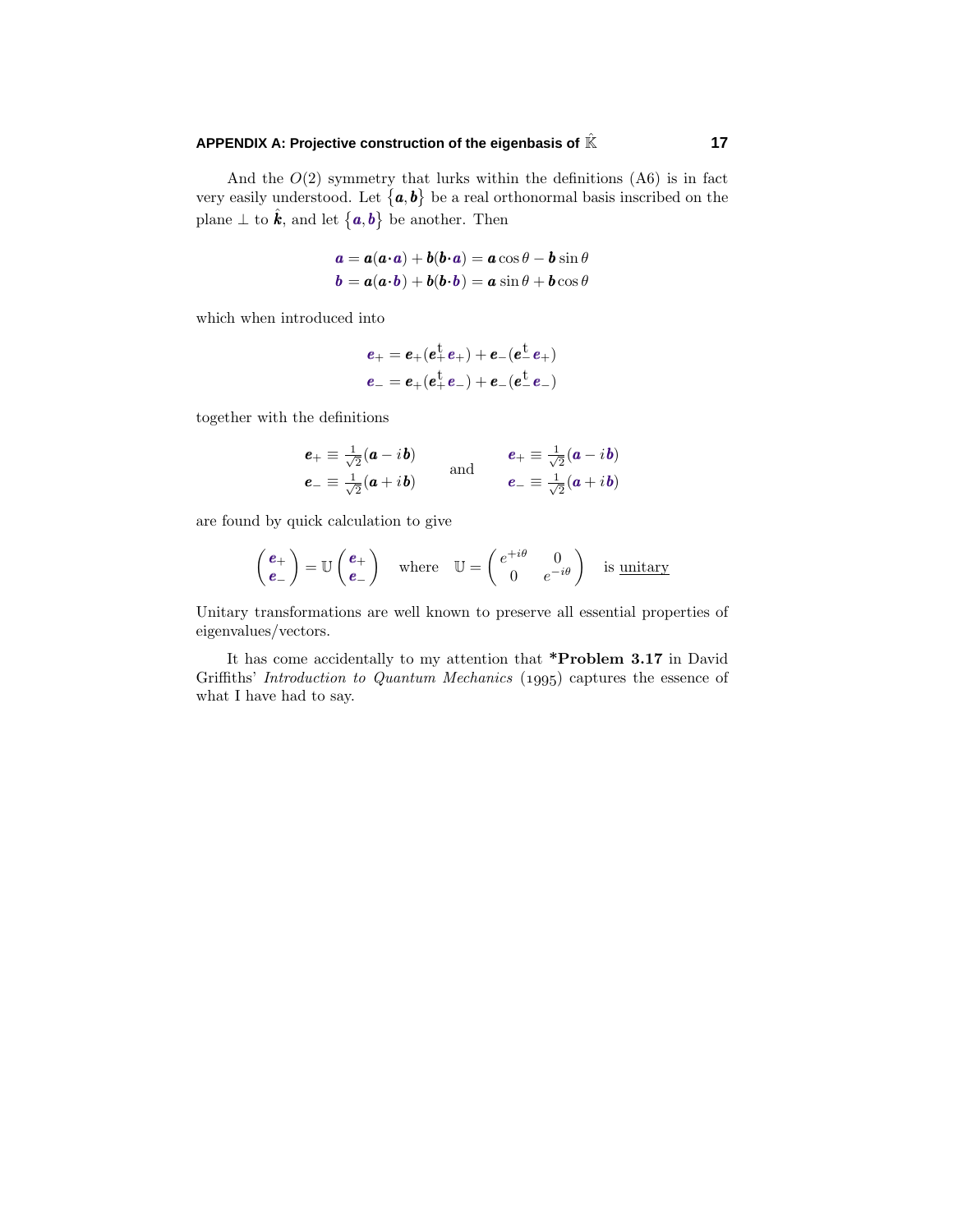And the $O(2)$ symmetry that lurks within the definitions (A6) is in fact very easily understood. Let $\{\boldsymbol{a}, \boldsymbol{b}\}$ be a real orthonormal basis inscribed on the plane $\perp$ to $\hat{\boldsymbol{k}}$, and let $\{\boldsymbol{a}, \boldsymbol{b}\}$ be another. Then

$$
\begin{aligned}
\boldsymbol{a} &= \boldsymbol{a}(\boldsymbol{a}\cdot\boldsymbol{a}) + \boldsymbol{b}(\boldsymbol{b}\cdot\boldsymbol{a}) = \boldsymbol{a}\cos\theta - \boldsymbol{b}\sin\theta \\
\boldsymbol{b} &= \boldsymbol{a}(\boldsymbol{a}\cdot\boldsymbol{b}) + \boldsymbol{b}(\boldsymbol{b}\cdot\boldsymbol{b}) = \boldsymbol{a}\sin\theta + \boldsymbol{b}\cos\theta
\end{aligned}
$$

which when introduced into

$$
\begin{aligned}
\boldsymbol{e}_+ &= \boldsymbol{e}_+(\boldsymbol{e}_+^{\,\mathrm{t}}\,\boldsymbol{e}_+) + \boldsymbol{e}_-(\boldsymbol{e}_-^{\,\mathrm{t}}\,\boldsymbol{e}_+) \\
\boldsymbol{e}_- &= \boldsymbol{e}_+(\boldsymbol{e}_+^{\,\mathrm{t}}\,\boldsymbol{e}_-) + \boldsymbol{e}_-(\boldsymbol{e}_-^{\,\mathrm{t}}\,\boldsymbol{e}_-)
\end{aligned}
$$

together with the definitions

$$
\begin{aligned}
\boldsymbol{e}_+ &\equiv \tfrac{1}{\sqrt{2}}(\boldsymbol{a} - i\,\boldsymbol{b}) \\
\boldsymbol{e}_- &\equiv \tfrac{1}{\sqrt{2}}(\boldsymbol{a} + i\,\boldsymbol{b})
\end{aligned}
\qquad \text{and} \qquad
\begin{aligned}
\boldsymbol{e}_+ &\equiv \tfrac{1}{\sqrt{2}}(\boldsymbol{a} - i\,\boldsymbol{b}) \\
\boldsymbol{e}_- &\equiv \tfrac{1}{\sqrt{2}}(\boldsymbol{a} + i\,\boldsymbol{b})
\end{aligned}
$$

are found by quick calculation to give

$$
\begin{pmatrix} \boldsymbol{e}_+ \\ \boldsymbol{e}_- \end{pmatrix} = \mathbb{U} \begin{pmatrix} \boldsymbol{e}_+ \\ \boldsymbol{e}_- \end{pmatrix} \quad \text{where} \quad \mathbb{U} = \begin{pmatrix} e^{+i\theta} & 0 \\ 0 & e^{-i\theta} \end{pmatrix} \quad \text{is } \underline{\text{unitary}}
$$

Unitary transformations are well known to preserve all essential properties of eigenvalues/vectors.

It has come accidentally to my attention that **\*Problem 3.17** in David Griffiths' *Introduction to Quantum Mechanics* (1995) captures the essence of what I have had to say.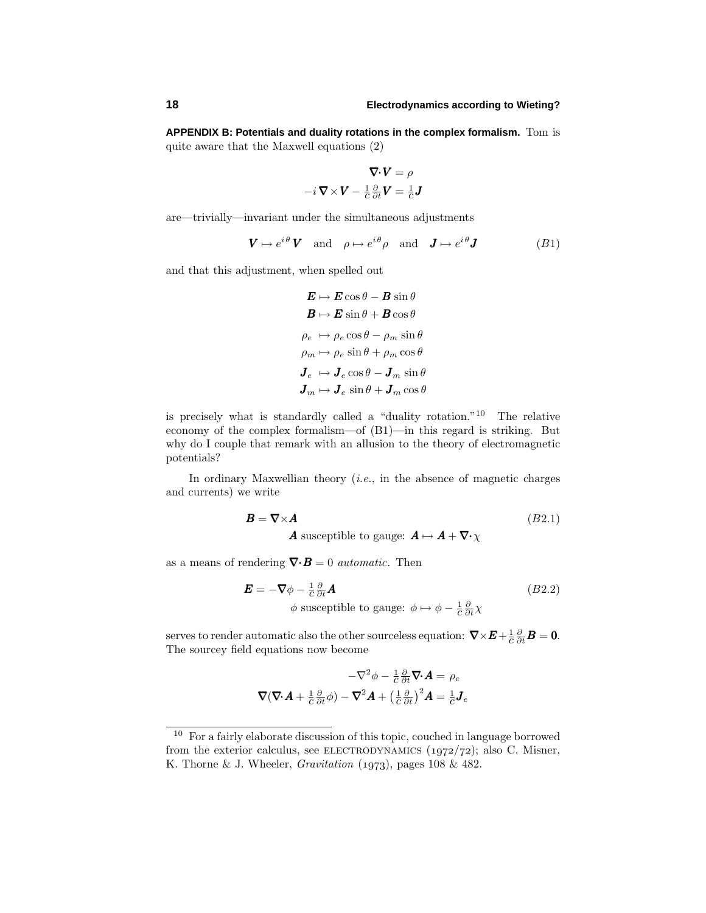**APPENDIX B: Potentials and duality rotations in the complex formalism.** Tom is quite aware that the Maxwell equations (2)

$$\begin{aligned} \boldsymbol{\nabla}\!\cdot\!\boldsymbol{V} &= \rho \\ -i\,\boldsymbol{\nabla}\times\boldsymbol{V} - \tfrac{1}{c}\tfrac{\partial}{\partial t}\boldsymbol{V} &= \tfrac{1}{c}\boldsymbol{J} \end{aligned}$$

are—trivially—invariant under the simultaneous adjustments

$$\boldsymbol{V} \mapsto e^{i\theta}\boldsymbol{V} \quad \text{and} \quad \rho \mapsto e^{i\theta}\rho \quad \text{and} \quad \boldsymbol{J} \mapsto e^{i\theta}\boldsymbol{J} \tag{B1}$$

and that this adjustment, when spelled out

$$\begin{aligned} \boldsymbol{E} &\mapsto \boldsymbol{E}\cos\theta - \boldsymbol{B}\sin\theta \\ \boldsymbol{B} &\mapsto \boldsymbol{E}\sin\theta + \boldsymbol{B}\cos\theta \\ \rho_e &\mapsto \rho_e\cos\theta - \rho_m\sin\theta \\ \rho_m &\mapsto \rho_e\sin\theta + \rho_m\cos\theta \\ \boldsymbol{J}_e &\mapsto \boldsymbol{J}_e\cos\theta - \boldsymbol{J}_m\sin\theta \\ \boldsymbol{J}_m &\mapsto \boldsymbol{J}_e\sin\theta + \boldsymbol{J}_m\cos\theta \end{aligned}$$

is precisely what is standardly called a "duality rotation."[10] The relative economy of the complex formalism—of (B1)—in this regard is striking. But why do I couple that remark with an allusion to the theory of electromagnetic potentials?

In ordinary Maxwellian theory (*i.e.*, in the absence of magnetic charges and currents) we write

$$\boldsymbol{B} = \boldsymbol{\nabla}\times\boldsymbol{A} \tag{B2.1}$$
$$\boldsymbol{A} \text{ susceptible to gauge: } \boldsymbol{A} \mapsto \boldsymbol{A} + \boldsymbol{\nabla}\!\cdot\chi$$

as a means of rendering $\boldsymbol{\nabla}\!\cdot\!\boldsymbol{B} = 0$ *automatic*. Then

$$\boldsymbol{E} = -\boldsymbol{\nabla}\phi - \tfrac{1}{c}\tfrac{\partial}{\partial t}\boldsymbol{A} \tag{B2.2}$$
$$\phi \text{ susceptible to gauge: } \phi \mapsto \phi - \tfrac{1}{c}\tfrac{\partial}{\partial t}\chi$$

serves to render automatic also the other sourceless equation: $\boldsymbol{\nabla}\times\boldsymbol{E} + \frac{1}{c}\frac{\partial}{\partial t}\boldsymbol{B} = \boldsymbol{0}$. The sourcey field equations now become

$$\begin{aligned} -\nabla^2\phi - \tfrac{1}{c}\tfrac{\partial}{\partial t}\boldsymbol{\nabla}\!\cdot\!\boldsymbol{A} &= \rho_e \\ \boldsymbol{\nabla}(\boldsymbol{\nabla}\!\cdot\!\boldsymbol{A} + \tfrac{1}{c}\tfrac{\partial}{\partial t}\phi) - \boldsymbol{\nabla}^2\boldsymbol{A} + \big(\tfrac{1}{c}\tfrac{\partial}{\partial t}\big)^2\boldsymbol{A} &= \tfrac{1}{c}\boldsymbol{J}_e \end{aligned}$$

---

[10] For a fairly elaborate discussion of this topic, couched in language borrowed from the exterior calculus, see ELECTRODYNAMICS (1972/72); also C. Misner, K. Thorne & J. Wheeler, *Gravitation* (1973), pages 108 & 482.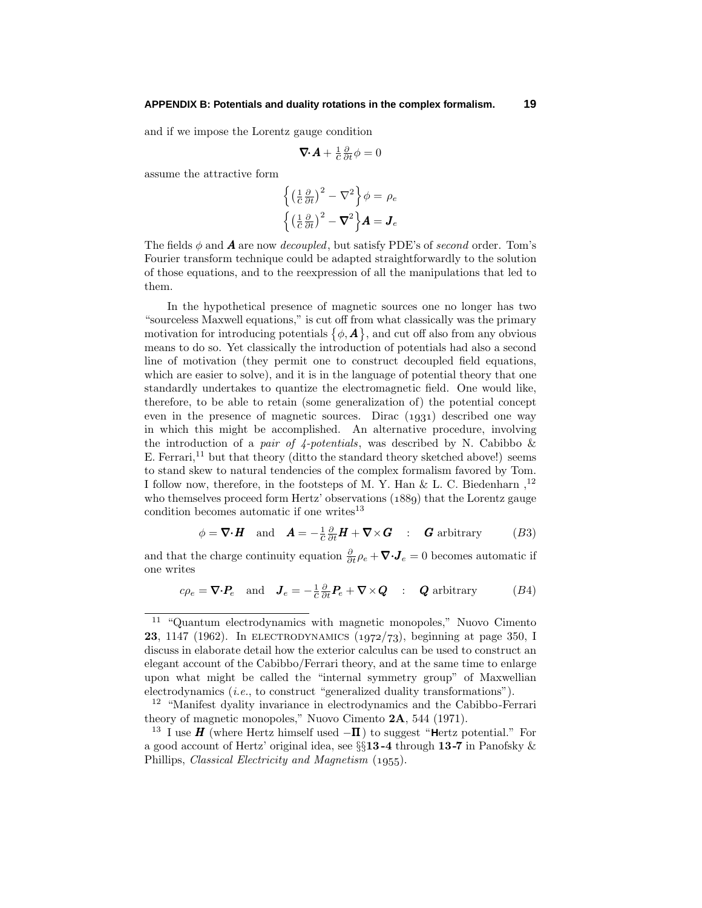and if we impose the Lorentz gauge condition

$$\boldsymbol{\nabla}\!\cdot\!\boldsymbol{A} + \tfrac{1}{c}\tfrac{\partial}{\partial t}\phi = 0$$

assume the attractive form

$$\Big\{\big(\tfrac{1}{c}\tfrac{\partial}{\partial t}\big)^2 - \nabla^2\Big\}\phi = \rho_e$$

$$\Big\{\big(\tfrac{1}{c}\tfrac{\partial}{\partial t}\big)^2 - \boldsymbol{\nabla}^2\Big\}\boldsymbol{A} = \boldsymbol{J}_e$$

The fields $\phi$ and $\boldsymbol{A}$ are now *decoupled*, but satisfy PDE's of *second* order. Tom's Fourier transform technique could be adapted straightforwardly to the solution of those equations, and to the reexpression of all the manipulations that led to them.

In the hypothetical presence of magnetic sources one no longer has two "sourceless Maxwell equations," is cut off from what classically was the primary motivation for introducing potentials $\{\phi, \boldsymbol{A}\}$, and cut off also from any obvious means to do so. Yet classically the introduction of potentials had also a second line of motivation (they permit one to construct decoupled field equations, which are easier to solve), and it is in the language of potential theory that one standardly undertakes to quantize the electromagnetic field. One would like, therefore, to be able to retain (some generalization of) the potential concept even in the presence of magnetic sources. Dirac (1931) described one way in which this might be accomplished. An alternative procedure, involving the introduction of a *pair of 4-potentials*, was described by N. Cabibbo & E. Ferrari,[11] but that theory (ditto the standard theory sketched above!) seems to stand skew to natural tendencies of the complex formalism favored by Tom. I follow now, therefore, in the footsteps of M. Y. Han & L. C. Biedenharn ,[12] who themselves proceed form Hertz' observations (1889) that the Lorentz gauge condition becomes automatic if one writes[13]

$$\phi = \boldsymbol{\nabla}\!\cdot\!\boldsymbol{H} \quad \text{and} \quad \boldsymbol{A} = -\tfrac{1}{c}\tfrac{\partial}{\partial t}\boldsymbol{H} + \boldsymbol{\nabla}\!\times\!\boldsymbol{G} \quad : \quad \boldsymbol{G} \text{ arbitrary} \qquad (B3)$$

and that the charge continuity equation $\frac{\partial}{\partial t}\rho_e + \boldsymbol{\nabla}\!\cdot\!\boldsymbol{J}_e = 0$ becomes automatic if one writes

$$c\rho_e = \boldsymbol{\nabla}\!\cdot\!\boldsymbol{P}_e \quad \text{and} \quad \boldsymbol{J}_e = -\tfrac{1}{c}\tfrac{\partial}{\partial t}\boldsymbol{P}_e + \boldsymbol{\nabla}\times\boldsymbol{Q} \quad : \quad \boldsymbol{Q} \text{ arbitrary} \qquad (B4)$$

---

[11] "Quantum electrodynamics with magnetic monopoles," Nuovo Cimento **23**, 1147 (1962). In ELECTRODYNAMICS (1972/73), beginning at page 350, I discuss in elaborate detail how the exterior calculus can be used to construct an elegant account of the Cabibbo/Ferrari theory, and at the same time to enlarge upon what might be called the "internal symmetry group" of Maxwellian electrodynamics (*i.e.*, to construct "generalized duality transformations").

[12] "Manifest dyality invariance in electrodynamics and the Cabibbo-Ferrari theory of magnetic monopoles," Nuovo Cimento **2A**, 544 (1971).

[13] I use $\boldsymbol{H}$ (where Hertz himself used $-\boldsymbol{\Pi}$) to suggest "**H**ertz potential." For a good account of Hertz' original idea, see §§**13-4** through **13-7** in Panofsky & Phillips, *Classical Electricity and Magnetism* (1955).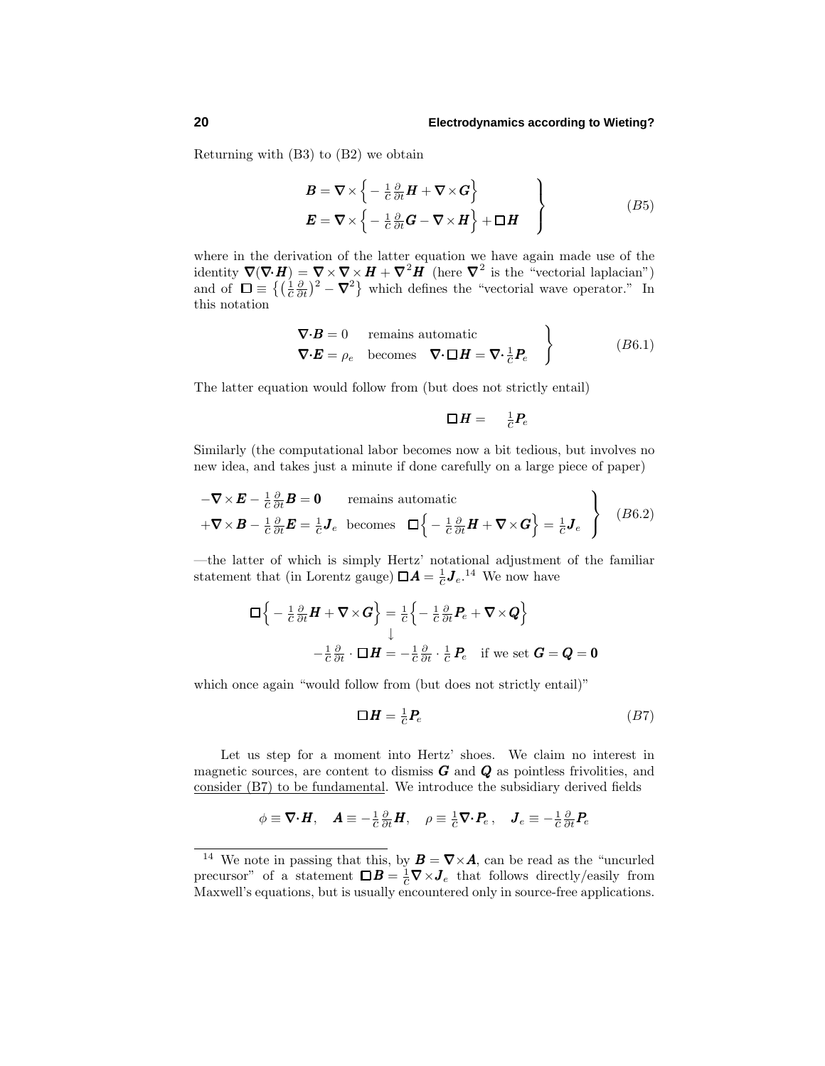Returning with (B3) to (B2) we obtain

$$
\left.
\begin{aligned}
\boldsymbol{B} &= \boldsymbol{\nabla}\times\Big\{-\tfrac{1}{c}\tfrac{\partial}{\partial t}\boldsymbol{H} + \boldsymbol{\nabla}\times\boldsymbol{G}\Big\} \\
\boldsymbol{E} &= \boldsymbol{\nabla}\times\Big\{-\tfrac{1}{c}\tfrac{\partial}{\partial t}\boldsymbol{G} - \boldsymbol{\nabla}\times\boldsymbol{H}\Big\} + \Box\boldsymbol{H}
\end{aligned}
\right\}
\tag{B5}
$$

where in the derivation of the latter equation we have again made use of the identity $\boldsymbol{\nabla}(\boldsymbol{\nabla}\cdot\boldsymbol{H}) = \boldsymbol{\nabla}\times\boldsymbol{\nabla}\times\boldsymbol{H} + \boldsymbol{\nabla}^2\boldsymbol{H}$ (here $\boldsymbol{\nabla}^2$ is the "vectorial laplacian") and of $\Box \equiv \big\{\big(\tfrac{1}{c}\tfrac{\partial}{\partial t}\big)^2 - \boldsymbol{\nabla}^2\big\}$ which defines the "vectorial wave operator." In this notation

$$
\left.
\begin{aligned}
&\boldsymbol{\nabla}\cdot\boldsymbol{B} = 0 \quad \text{remains automatic} \\
&\boldsymbol{\nabla}\cdot\boldsymbol{E} = \rho_e \quad \text{becomes} \quad \boldsymbol{\nabla}\cdot\Box\boldsymbol{H} = \boldsymbol{\nabla}\cdot\tfrac{1}{c}\boldsymbol{P}_e
\end{aligned}
\right\}
\tag{B6.1}
$$

The latter equation would follow from (but does not strictly entail)

$$
\Box\boldsymbol{H} = \tfrac{1}{c}\boldsymbol{P}_e
$$

Similarly (the computational labor becomes now a bit tedious, but involves no new idea, and takes just a minute if done carefully on a large piece of paper)

$$
\left.
\begin{aligned}
&-\boldsymbol{\nabla}\times\boldsymbol{E} - \tfrac{1}{c}\tfrac{\partial}{\partial t}\boldsymbol{B} = \boldsymbol{0} \quad \text{remains automatic} \\
&+\boldsymbol{\nabla}\times\boldsymbol{B} - \tfrac{1}{c}\tfrac{\partial}{\partial t}\boldsymbol{E} = \tfrac{1}{c}\boldsymbol{J}_e \quad \text{becomes} \quad \Box\Big\{-\tfrac{1}{c}\tfrac{\partial}{\partial t}\boldsymbol{H} + \boldsymbol{\nabla}\times\boldsymbol{G}\Big\} = \tfrac{1}{c}\boldsymbol{J}_e
\end{aligned}
\right\}
\tag{B6.2}
$$

—the latter of which is simply Hertz' notational adjustment of the familiar statement that (in Lorentz gauge) $\Box\boldsymbol{A} = \frac{1}{c}\boldsymbol{J}_e$.[14] We now have

$$
\begin{aligned}
\Box\Big\{-\tfrac{1}{c}\tfrac{\partial}{\partial t}\boldsymbol{H} + \boldsymbol{\nabla}\times\boldsymbol{G}\Big\} &= \tfrac{1}{c}\Big\{-\tfrac{1}{c}\tfrac{\partial}{\partial t}\boldsymbol{P}_e + \boldsymbol{\nabla}\times\boldsymbol{Q}\Big\} \\
&\downarrow \\
-\tfrac{1}{c}\tfrac{\partial}{\partial t}\cdot\Box\boldsymbol{H} &= -\tfrac{1}{c}\tfrac{\partial}{\partial t}\cdot\tfrac{1}{c}\boldsymbol{P}_e \quad \text{if we set } \boldsymbol{G} = \boldsymbol{Q} = \boldsymbol{0}
\end{aligned}
$$

which once again "would follow from (but does not strictly entail)"

$$
\Box\boldsymbol{H} = \tfrac{1}{c}\boldsymbol{P}_e
\tag{B7}
$$

Let us step for a moment into Hertz' shoes. We claim no interest in magnetic sources, are content to dismiss $\boldsymbol{G}$ and $\boldsymbol{Q}$ as pointless frivolities, and <u>consider (B7) to be fundamental</u>. We introduce the subsidiary derived fields

$$
\phi \equiv \boldsymbol{\nabla}\cdot\boldsymbol{H}, \quad \boldsymbol{A} \equiv -\tfrac{1}{c}\tfrac{\partial}{\partial t}\boldsymbol{H}, \quad \rho \equiv \tfrac{1}{c}\boldsymbol{\nabla}\cdot\boldsymbol{P}_e, \quad \boldsymbol{J}_e \equiv -\tfrac{1}{c}\tfrac{\partial}{\partial t}\boldsymbol{P}_e
$$

---

[14] We note in passing that this, by $\boldsymbol{B} = \boldsymbol{\nabla}\times\boldsymbol{A}$, can be read as the "uncurled precursor" of a statement $\Box\boldsymbol{B} = \frac{1}{c}\boldsymbol{\nabla}\times\boldsymbol{J}_e$ that follows directly/easily from Maxwell's equations, but is usually encountered only in source-free applications.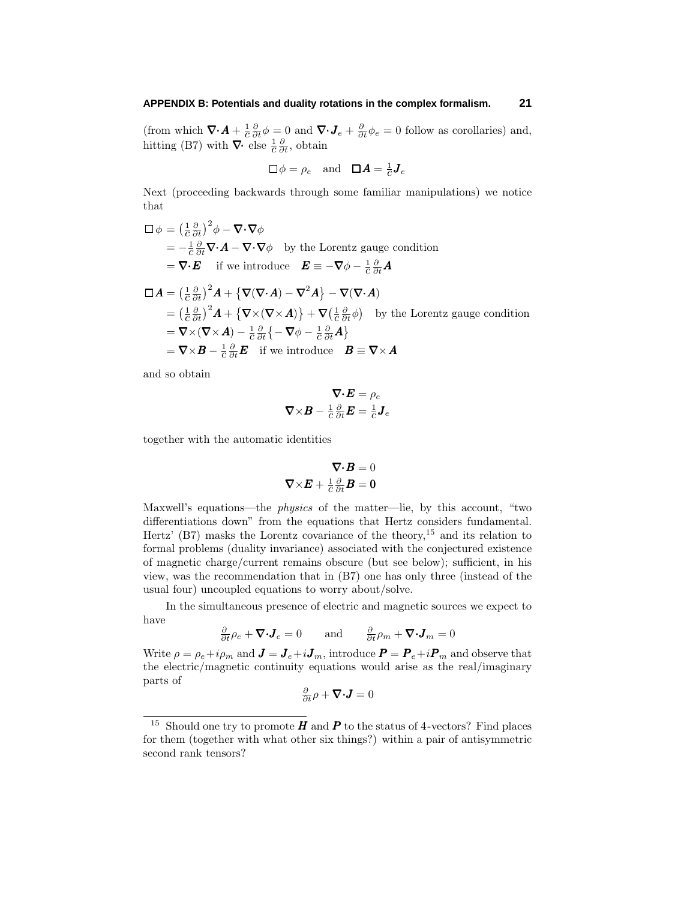(from which $\boldsymbol{\nabla\cdot A} + \frac{1}{c}\frac{\partial}{\partial t}\phi = 0$ and $\boldsymbol{\nabla\cdot J}_e + \frac{\partial}{\partial t}\phi_e = 0$ follow as corollaries) and, hitting (B7) with $\boldsymbol{\nabla\cdot}$ else $\frac{1}{c}\frac{\partial}{\partial t}$, obtain

$$\Box\phi = \rho_e \quad \text{and} \quad \Box\boldsymbol{A} = \tfrac{1}{c}\boldsymbol{J}_e$$

Next (proceeding backwards through some familiar manipulations) we notice that

$$\begin{aligned}
\Box\,\phi &= \left(\tfrac{1}{c}\tfrac{\partial}{\partial t}\right)^2\phi - \boldsymbol{\nabla\cdot\nabla}\phi \\
&= -\tfrac{1}{c}\tfrac{\partial}{\partial t}\boldsymbol{\nabla\cdot A} - \boldsymbol{\nabla\cdot\nabla}\phi \quad \text{by the Lorentz gauge condition} \\
&= \boldsymbol{\nabla\cdot E} \quad \text{ if we introduce } \quad \boldsymbol{E} \equiv -\boldsymbol{\nabla}\phi - \tfrac{1}{c}\tfrac{\partial}{\partial t}\boldsymbol{A}
\end{aligned}$$

$$\begin{aligned}
\Box\boldsymbol{A} &= \left(\tfrac{1}{c}\tfrac{\partial}{\partial t}\right)^2\boldsymbol{A} + \left\{\boldsymbol{\nabla}(\boldsymbol{\nabla\cdot A}) - \boldsymbol{\nabla}^2\boldsymbol{A}\right\} - \boldsymbol{\nabla}(\boldsymbol{\nabla\cdot A}) \\
&= \left(\tfrac{1}{c}\tfrac{\partial}{\partial t}\right)^2\boldsymbol{A} + \left\{\boldsymbol{\nabla}\times(\boldsymbol{\nabla}\times\boldsymbol{A})\right\} + \boldsymbol{\nabla}\left(\tfrac{1}{c}\tfrac{\partial}{\partial t}\phi\right) \quad \text{by the Lorentz gauge condition} \\
&= \boldsymbol{\nabla}\times(\boldsymbol{\nabla}\times\boldsymbol{A}) - \tfrac{1}{c}\tfrac{\partial}{\partial t}\left\{-\boldsymbol{\nabla}\phi - \tfrac{1}{c}\tfrac{\partial}{\partial t}\boldsymbol{A}\right\} \\
&= \boldsymbol{\nabla}\times\boldsymbol{B} - \tfrac{1}{c}\tfrac{\partial}{\partial t}\boldsymbol{E} \quad \text{ if we introduce } \quad \boldsymbol{B} \equiv \boldsymbol{\nabla}\times\boldsymbol{A}
\end{aligned}$$

and so obtain

$$\begin{aligned}
\boldsymbol{\nabla\cdot E} &= \rho_e \\
\boldsymbol{\nabla}\times\boldsymbol{B} - \tfrac{1}{c}\tfrac{\partial}{\partial t}\boldsymbol{E} &= \tfrac{1}{c}\boldsymbol{J}_e
\end{aligned}$$

together with the automatic identities

$$\begin{aligned}
\boldsymbol{\nabla\cdot B} &= 0 \\
\boldsymbol{\nabla}\times\boldsymbol{E} + \tfrac{1}{c}\tfrac{\partial}{\partial t}\boldsymbol{B} &= \boldsymbol{0}
\end{aligned}$$

Maxwell's equations—the *physics* of the matter—lie, by this account, "two differentiations down" from the equations that Hertz considers fundamental. Hertz' (B7) masks the Lorentz covariance of the theory,[15] and its relation to formal problems (duality invariance) associated with the conjectured existence of magnetic charge/current remains obscure (but see below); sufficient, in his view, was the recommendation that in (B7) one has only three (instead of the usual four) uncoupled equations to worry about/solve.

In the simultaneous presence of electric and magnetic sources we expect to have

$$\tfrac{\partial}{\partial t}\rho_e + \boldsymbol{\nabla\cdot J}_e = 0 \qquad \text{and} \qquad \tfrac{\partial}{\partial t}\rho_m + \boldsymbol{\nabla\cdot J}_m = 0$$

Write $\rho = \rho_e + i\rho_m$ and $\boldsymbol{J} = \boldsymbol{J}_e + i\boldsymbol{J}_m$, introduce $\boldsymbol{P} = \boldsymbol{P}_e + i\boldsymbol{P}_m$ and observe that the electric/magnetic continuity equations would arise as the real/imaginary parts of

$$\tfrac{\partial}{\partial t}\rho + \boldsymbol{\nabla\cdot J} = 0$$

---

[15] Should one try to promote $\boldsymbol{H}$ and $\boldsymbol{P}$ to the status of 4-vectors? Find places for them (together with what other six things?) within a pair of antisymmetric second rank tensors?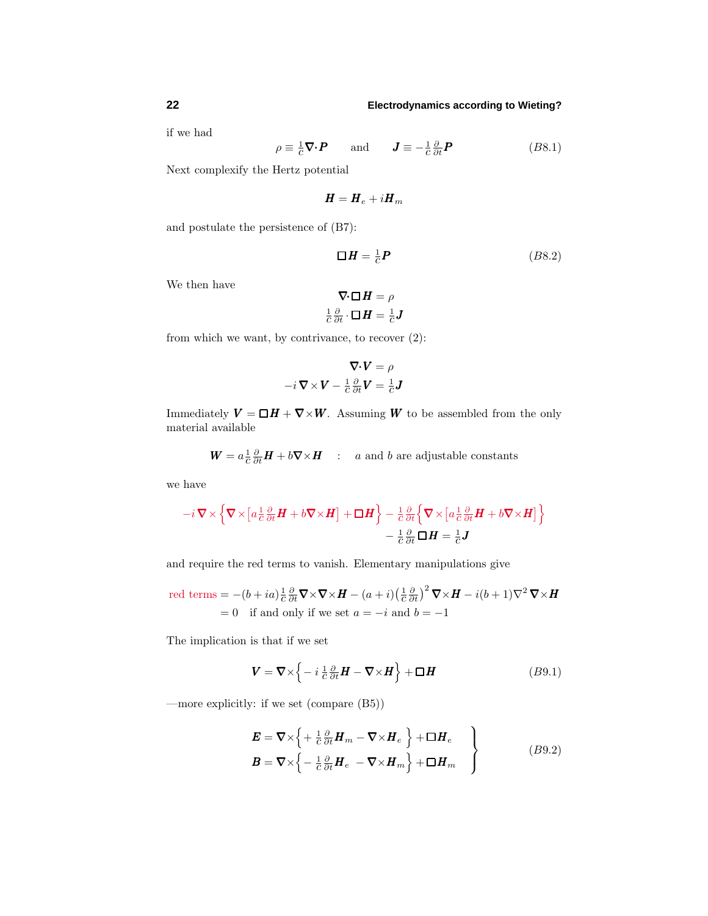if we had

$$\rho \equiv \tfrac{1}{c}\boldsymbol{\nabla}\!\cdot\!\boldsymbol{P} \qquad \text{and} \qquad \boldsymbol{J} \equiv -\tfrac{1}{c}\tfrac{\partial}{\partial t}\boldsymbol{P} \tag{B8.1}$$

Next complexify the Hertz potential

$$\boldsymbol{H} = \boldsymbol{H}_e + i\boldsymbol{H}_m$$

and postulate the persistence of (B7):

$$\Box \boldsymbol{H} = \tfrac{1}{c}\boldsymbol{P} \tag{B8.2}$$

We then have

$$\begin{aligned} \boldsymbol{\nabla}\!\cdot\!\Box\boldsymbol{H} &= \rho \\ \tfrac{1}{c}\tfrac{\partial}{\partial t}\cdot\Box\boldsymbol{H} &= \tfrac{1}{c}\boldsymbol{J} \end{aligned}$$

from which we want, by contrivance, to recover (2):

$$\begin{aligned} \boldsymbol{\nabla}\!\cdot\!\boldsymbol{V} &= \rho \\ -i\,\boldsymbol{\nabla}\times\boldsymbol{V} - \tfrac{1}{c}\tfrac{\partial}{\partial t}\boldsymbol{V} &= \tfrac{1}{c}\boldsymbol{J} \end{aligned}$$

Immediately $\boldsymbol{V} = \Box\boldsymbol{H} + \boldsymbol{\nabla}\times\boldsymbol{W}$. Assuming $\boldsymbol{W}$ to be assembled from the only material available

$$\boldsymbol{W} = a\tfrac{1}{c}\tfrac{\partial}{\partial t}\boldsymbol{H} + b\boldsymbol{\nabla}\times\boldsymbol{H} \quad : \quad a \text{ and } b \text{ are adjustable constants}$$

we have

$$-i\,\boldsymbol{\nabla}\times\Big\{\boldsymbol{\nabla}\times\big[a\tfrac{1}{c}\tfrac{\partial}{\partial t}\boldsymbol{H} + b\boldsymbol{\nabla}\times\boldsymbol{H}\big] + \Box\boldsymbol{H}\Big\} - \tfrac{1}{c}\tfrac{\partial}{\partial t}\Big\{\boldsymbol{\nabla}\times\big[a\tfrac{1}{c}\tfrac{\partial}{\partial t}\boldsymbol{H} + b\boldsymbol{\nabla}\times\boldsymbol{H}\big]\Big\}$$
$$- \tfrac{1}{c}\tfrac{\partial}{\partial t}\Box\boldsymbol{H} = \tfrac{1}{c}\boldsymbol{J}$$

and require the red terms to vanish. Elementary manipulations give

$$\begin{aligned} \text{red terms} &= -(b+ia)\tfrac{1}{c}\tfrac{\partial}{\partial t}\boldsymbol{\nabla}\times\boldsymbol{\nabla}\times\boldsymbol{H} - (a+i)\big(\tfrac{1}{c}\tfrac{\partial}{\partial t}\big)^2\boldsymbol{\nabla}\times\boldsymbol{H} - i(b+1)\nabla^2\boldsymbol{\nabla}\times\boldsymbol{H} \\ &= 0 \quad \text{if and only if we set } a = -i \text{ and } b = -1 \end{aligned}$$

The implication is that if we set

$$\boldsymbol{V} = \boldsymbol{\nabla}\times\Big\{-i\,\tfrac{1}{c}\tfrac{\partial}{\partial t}\boldsymbol{H} - \boldsymbol{\nabla}\times\boldsymbol{H}\Big\} + \Box\boldsymbol{H} \tag{B9.1}$$

—more explicitly: if we set (compare (B5))

$$\left.\begin{aligned} \boldsymbol{E} &= \boldsymbol{\nabla}\times\Big\{+\tfrac{1}{c}\tfrac{\partial}{\partial t}\boldsymbol{H}_m - \boldsymbol{\nabla}\times\boldsymbol{H}_e\Big\} + \Box\boldsymbol{H}_e \\ \boldsymbol{B} &= \boldsymbol{\nabla}\times\Big\{-\tfrac{1}{c}\tfrac{\partial}{\partial t}\boldsymbol{H}_e - \boldsymbol{\nabla}\times\boldsymbol{H}_m\Big\} + \Box\boldsymbol{H}_m \end{aligned}\right\} \tag{B9.2}$$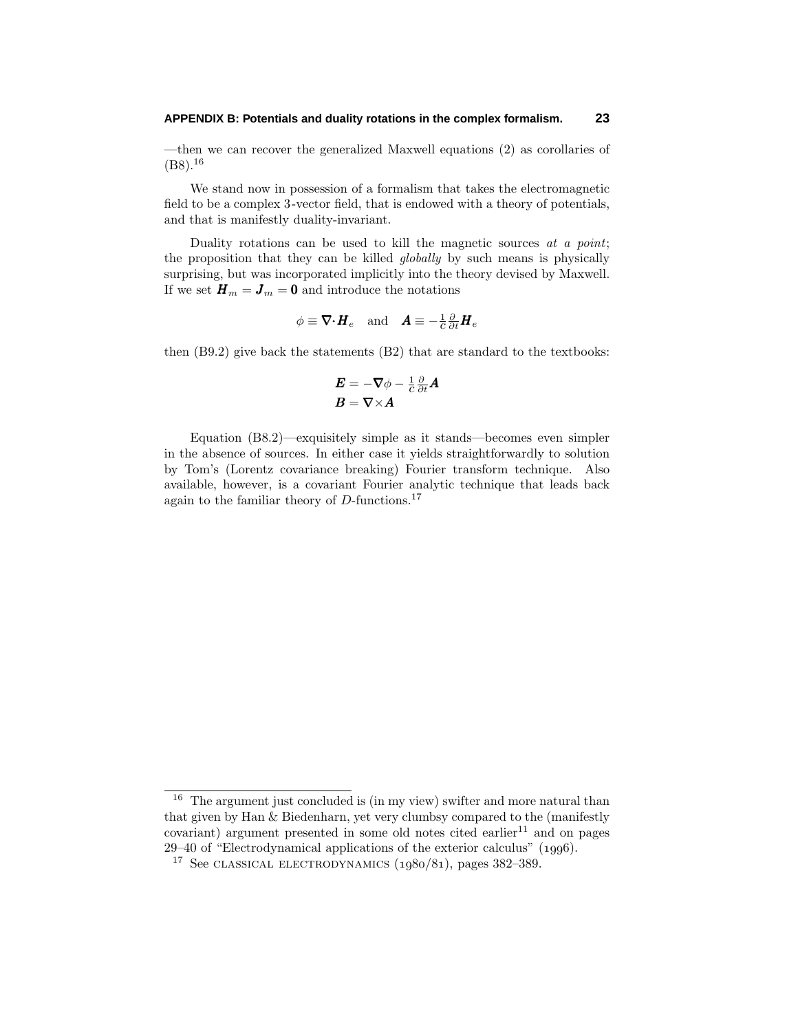—then we can recover the generalized Maxwell equations (2) as corollaries of (B8).[16]

We stand now in possession of a formalism that takes the electromagnetic field to be a complex 3-vector field, that is endowed with a theory of potentials, and that is manifestly duality-invariant.

Duality rotations can be used to kill the magnetic sources *at a point*; the proposition that they can be killed *globally* by such means is physically surprising, but was incorporated implicitly into the theory devised by Maxwell. If we set $\boldsymbol{H}_m = \boldsymbol{J}_m = \boldsymbol{0}$ and introduce the notations

$$\phi \equiv \boldsymbol{\nabla}\!\cdot\!\boldsymbol{H}_e \quad \text{and} \quad \boldsymbol{A} \equiv -\tfrac{1}{c}\tfrac{\partial}{\partial t}\boldsymbol{H}_e$$

then (B9.2) give back the statements (B2) that are standard to the textbooks:

$$\begin{aligned}\boldsymbol{E} &= -\boldsymbol{\nabla}\phi - \tfrac{1}{c}\tfrac{\partial}{\partial t}\boldsymbol{A}\\ \boldsymbol{B} &= \boldsymbol{\nabla}\!\times\!\boldsymbol{A}\end{aligned}$$

Equation (B8.2)—exquisitely simple as it stands—becomes even simpler in the absence of sources. In either case it yields straightforwardly to solution by Tom's (Lorentz covariance breaking) Fourier transform technique. Also available, however, is a covariant Fourier analytic technique that leads back again to the familiar theory of $D$-functions.[17]

---

[16] The argument just concluded is (in my view) swifter and more natural than that given by Han & Biedenharn, yet very clumbsy compared to the (manifestly covariant) argument presented in some old notes cited earlier[11] and on pages 29–40 of "Electrodynamical applications of the exterior calculus" (1996).

[17] See CLASSICAL ELECTRODYNAMICS (1980/81), pages 382–389.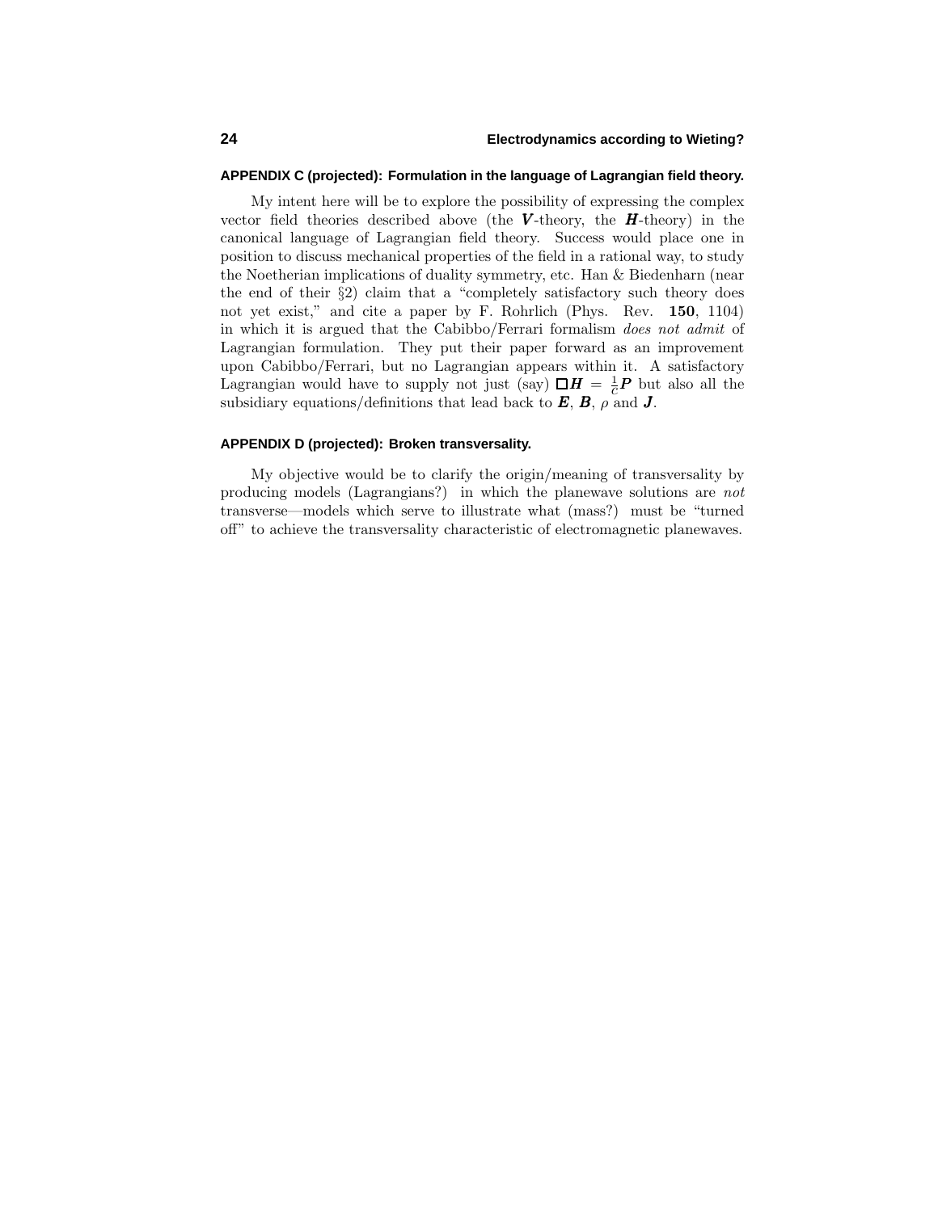## APPENDIX C (projected): Formulation in the language of Lagrangian field theory.

My intent here will be to explore the possibility of expressing the complex vector field theories described above (the $\boldsymbol{V}$-theory, the $\boldsymbol{H}$-theory) in the canonical language of Lagrangian field theory. Success would place one in position to discuss mechanical properties of the field in a rational way, to study the Noetherian implications of duality symmetry, etc. Han & Biedenharn (near the end of their §2) claim that a "completely satisfactory such theory does not yet exist," and cite a paper by F. Rohrlich (Phys. Rev. **150**, 1104) in which it is argued that the Cabibbo/Ferrari formalism *does not admit* of Lagrangian formulation. They put their paper forward as an improvement upon Cabibbo/Ferrari, but no Lagrangian appears within it. A satisfactory Lagrangian would have to supply not just (say) $\square\boldsymbol{H} = \frac{1}{c}\boldsymbol{P}$ but also all the subsidiary equations/definitions that lead back to $\boldsymbol{E}$, $\boldsymbol{B}$, $\rho$ and $\boldsymbol{J}$.

## APPENDIX D (projected): Broken transversality.

My objective would be to clarify the origin/meaning of transversality by producing models (Lagrangians?) in which the planewave solutions are *not* transverse—models which serve to illustrate what (mass?) must be "turned off" to achieve the transversality characteristic of electromagnetic planewaves.